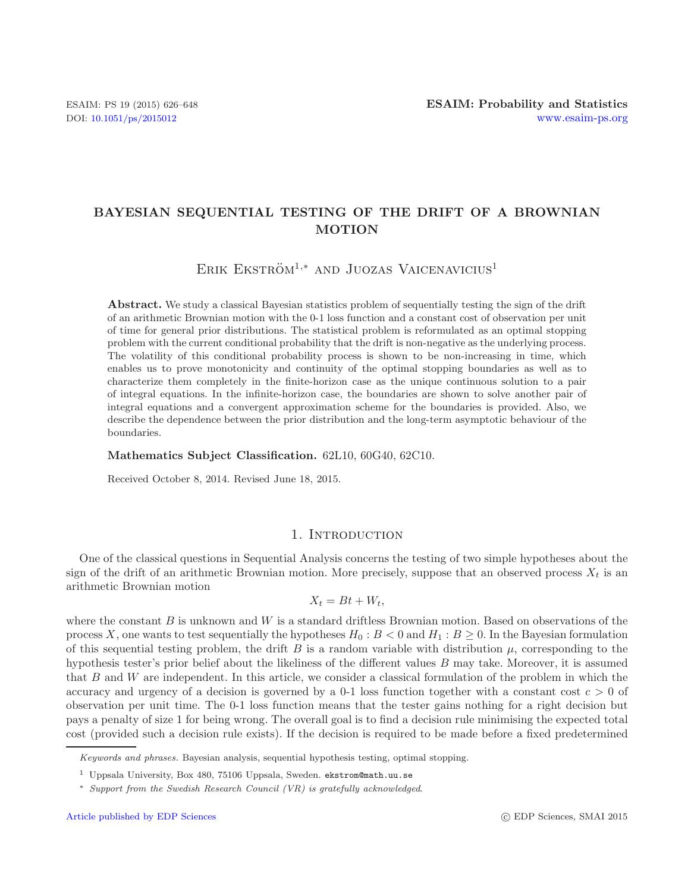# BAYESIAN SEQUENTIAL TESTING OF THE DRIFT OF A BROWNIAN MOTION

Erik Ekström[1,*] and Juozas Vaicenavicius[1]

**Abstract.** We study a classical Bayesian statistics problem of sequentially testing the sign of the drift of an arithmetic Brownian motion with the 0-1 loss function and a constant cost of observation per unit of time for general prior distributions. The statistical problem is reformulated as an optimal stopping problem with the current conditional probability that the drift is non-negative as the underlying process. The volatility of this conditional probability process is shown to be non-increasing in time, which enables us to prove monotonicity and continuity of the optimal stopping boundaries as well as to characterize them completely in the finite-horizon case as the unique continuous solution to a pair of integral equations. In the infinite-horizon case, the boundaries are shown to solve another pair of integral equations and a convergent approximation scheme for the boundaries is provided. Also, we describe the dependence between the prior distribution and the long-term asymptotic behaviour of the boundaries.

**Mathematics Subject Classification.** 62L10, 60G40, 62C10.

Received October 8, 2014. Revised June 18, 2015.

## 1. Introduction

One of the classical questions in Sequential Analysis concerns the testing of two simple hypotheses about the sign of the drift of an arithmetic Brownian motion. More precisely, suppose that an observed process $X_t$ is an arithmetic Brownian motion

$$X_t = Bt + W_t,$$

where the constant $B$ is unknown and $W$ is a standard driftless Brownian motion. Based on observations of the process $X$, one wants to test sequentially the hypotheses $H_0 : B < 0$ and $H_1 : B \geq 0$. In the Bayesian formulation of this sequential testing problem, the drift $B$ is a random variable with distribution $\mu$, corresponding to the hypothesis tester's prior belief about the likeliness of the different values $B$ may take. Moreover, it is assumed that $B$ and $W$ are independent. In this article, we consider a classical formulation of the problem in which the accuracy and urgency of a decision is governed by a 0-1 loss function together with a constant cost $c > 0$ of observation per unit time. The 0-1 loss function means that the tester gains nothing for a right decision but pays a penalty of size 1 for being wrong. The overall goal is to find a decision rule minimising the expected total cost (provided such a decision rule exists). If the decision is required to be made before a fixed predetermined

---

*Keywords and phrases.* Bayesian analysis, sequential hypothesis testing, optimal stopping.

[1] Uppsala University, Box 480, 75106 Uppsala, Sweden. ekstrom@math.uu.se

[*] *Support from the Swedish Research Council (VR) is gratefully acknowledged.*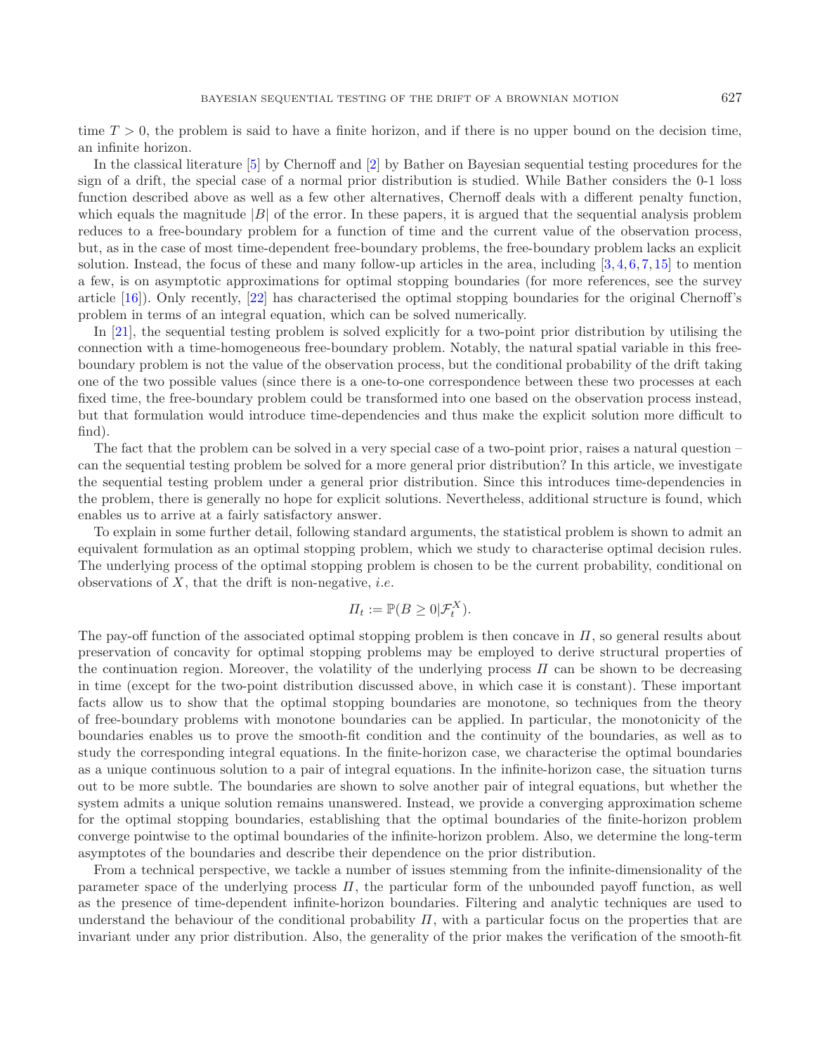time $T > 0$, the problem is said to have a finite horizon, and if there is no upper bound on the decision time, an infinite horizon.

In the classical literature [5] by Chernoff and [2] by Bather on Bayesian sequential testing procedures for the sign of a drift, the special case of a normal prior distribution is studied. While Bather considers the 0-1 loss function described above as well as a few other alternatives, Chernoff deals with a different penalty function, which equals the magnitude $|B|$ of the error. In these papers, it is argued that the sequential analysis problem reduces to a free-boundary problem for a function of time and the current value of the observation process, but, as in the case of most time-dependent free-boundary problems, the free-boundary problem lacks an explicit solution. Instead, the focus of these and many follow-up articles in the area, including [3,4,6,7,15] to mention a few, is on asymptotic approximations for optimal stopping boundaries (for more references, see the survey article [16]). Only recently, [22] has characterised the optimal stopping boundaries for the original Chernoff's problem in terms of an integral equation, which can be solved numerically.

In [21], the sequential testing problem is solved explicitly for a two-point prior distribution by utilising the connection with a time-homogeneous free-boundary problem. Notably, the natural spatial variable in this free-boundary problem is not the value of the observation process, but the conditional probability of the drift taking one of the two possible values (since there is a one-to-one correspondence between these two processes at each fixed time, the free-boundary problem could be transformed into one based on the observation process instead, but that formulation would introduce time-dependencies and thus make the explicit solution more difficult to find).

The fact that the problem can be solved in a very special case of a two-point prior, raises a natural question – can the sequential testing problem be solved for a more general prior distribution? In this article, we investigate the sequential testing problem under a general prior distribution. Since this introduces time-dependencies in the problem, there is generally no hope for explicit solutions. Nevertheless, additional structure is found, which enables us to arrive at a fairly satisfactory answer.

To explain in some further detail, following standard arguments, the statistical problem is shown to admit an equivalent formulation as an optimal stopping problem, which we study to characterise optimal decision rules. The underlying process of the optimal stopping problem is chosen to be the current probability, conditional on observations of $X$, that the drift is non-negative, *i.e.*

$$\Pi_t := \mathbb{P}(B \geq 0 | \mathcal{F}^X_t).$$

The pay-off function of the associated optimal stopping problem is then concave in $\Pi$, so general results about preservation of concavity for optimal stopping problems may be employed to derive structural properties of the continuation region. Moreover, the volatility of the underlying process $\Pi$ can be shown to be decreasing in time (except for the two-point distribution discussed above, in which case it is constant). These important facts allow us to show that the optimal stopping boundaries are monotone, so techniques from the theory of free-boundary problems with monotone boundaries can be applied. In particular, the monotonicity of the boundaries enables us to prove the smooth-fit condition and the continuity of the boundaries, as well as to study the corresponding integral equations. In the finite-horizon case, we characterise the optimal boundaries as a unique continuous solution to a pair of integral equations. In the infinite-horizon case, the situation turns out to be more subtle. The boundaries are shown to solve another pair of integral equations, but whether the system admits a unique solution remains unanswered. Instead, we provide a converging approximation scheme for the optimal stopping boundaries, establishing that the optimal boundaries of the finite-horizon problem converge pointwise to the optimal boundaries of the infinite-horizon problem. Also, we determine the long-term asymptotes of the boundaries and describe their dependence on the prior distribution.

From a technical perspective, we tackle a number of issues stemming from the infinite-dimensionality of the parameter space of the underlying process $\Pi$, the particular form of the unbounded payoff function, as well as the presence of time-dependent infinite-horizon boundaries. Filtering and analytic techniques are used to understand the behaviour of the conditional probability $\Pi$, with a particular focus on the properties that are invariant under any prior distribution. Also, the generality of the prior makes the verification of the smooth-fit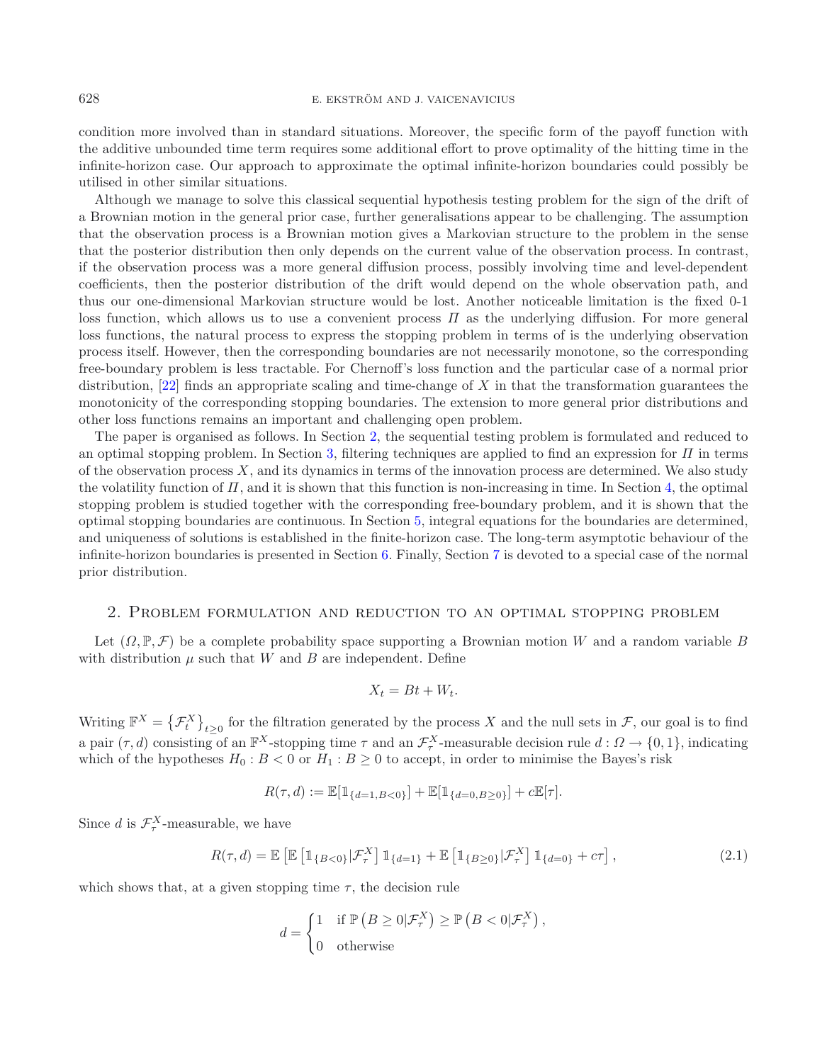condition more involved than in standard situations. Moreover, the specific form of the payoff function with the additive unbounded time term requires some additional effort to prove optimality of the hitting time in the infinite-horizon case. Our approach to approximate the optimal infinite-horizon boundaries could possibly be utilised in other similar situations.

Although we manage to solve this classical sequential hypothesis testing problem for the sign of the drift of a Brownian motion in the general prior case, further generalisations appear to be challenging. The assumption that the observation process is a Brownian motion gives a Markovian structure to the problem in the sense that the posterior distribution then only depends on the current value of the observation process. In contrast, if the observation process was a more general diffusion process, possibly involving time and level-dependent coefficients, then the posterior distribution of the drift would depend on the whole observation path, and thus our one-dimensional Markovian structure would be lost. Another noticeable limitation is the fixed 0-1 loss function, which allows us to use a convenient process $\Pi$ as the underlying diffusion. For more general loss functions, the natural process to express the stopping problem in terms of is the underlying observation process itself. However, then the corresponding boundaries are not necessarily monotone, so the corresponding free-boundary problem is less tractable. For Chernoff's loss function and the particular case of a normal prior distribution, [22] finds an appropriate scaling and time-change of $X$ in that the transformation guarantees the monotonicity of the corresponding stopping boundaries. The extension to more general prior distributions and other loss functions remains an important and challenging open problem.

The paper is organised as follows. In Section 2, the sequential testing problem is formulated and reduced to an optimal stopping problem. In Section 3, filtering techniques are applied to find an expression for $\Pi$ in terms of the observation process $X$, and its dynamics in terms of the innovation process are determined. We also study the volatility function of $\Pi$, and it is shown that this function is non-increasing in time. In Section 4, the optimal stopping problem is studied together with the corresponding free-boundary problem, and it is shown that the optimal stopping boundaries are continuous. In Section 5, integral equations for the boundaries are determined, and uniqueness of solutions is established in the finite-horizon case. The long-term asymptotic behaviour of the infinite-horizon boundaries is presented in Section 6. Finally, Section 7 is devoted to a special case of the normal prior distribution.

## 2. Problem formulation and reduction to an optimal stopping problem

Let $(\Omega, \mathbb{P}, \mathcal{F})$ be a complete probability space supporting a Brownian motion $W$ and a random variable $B$ with distribution $\mu$ such that $W$ and $B$ are independent. Define

$$X_t = Bt + W_t.$$

Writing $\mathbb{F}^X = \left\{\mathcal{F}_t^X\right\}_{t\geq 0}$ for the filtration generated by the process $X$ and the null sets in $\mathcal{F}$, our goal is to find a pair $(\tau, d)$ consisting of an $\mathbb{F}^X$-stopping time $\tau$ and an $\mathcal{F}_\tau^X$-measurable decision rule $d : \Omega \to \{0, 1\}$, indicating which of the hypotheses $H_0 : B < 0$ or $H_1 : B \geq 0$ to accept, in order to minimise the Bayes's risk

$$R(\tau, d) := \mathbb{E}[\mathbb{1}_{\{d=1, B<0\}}] + \mathbb{E}[\mathbb{1}_{\{d=0, B\geq 0\}}] + c\mathbb{E}[\tau].$$

Since $d$ is $\mathcal{F}_\tau^X$-measurable, we have

$$R(\tau, d) = \mathbb{E}\left[\mathbb{E}\left[\mathbb{1}_{\{B<0\}}|\mathcal{F}_\tau^X\right]\mathbb{1}_{\{d=1\}} + \mathbb{E}\left[\mathbb{1}_{\{B\geq 0\}}|\mathcal{F}_\tau^X\right]\mathbb{1}_{\{d=0\}} + c\tau\right], \tag{2.1}$$

which shows that, at a given stopping time $\tau$, the decision rule

$$d = \begin{cases} 1 & \text{if } \mathbb{P}\left(B \geq 0|\mathcal{F}_\tau^X\right) \geq \mathbb{P}\left(B < 0|\mathcal{F}_\tau^X\right), \\ 0 & \text{otherwise} \end{cases}$$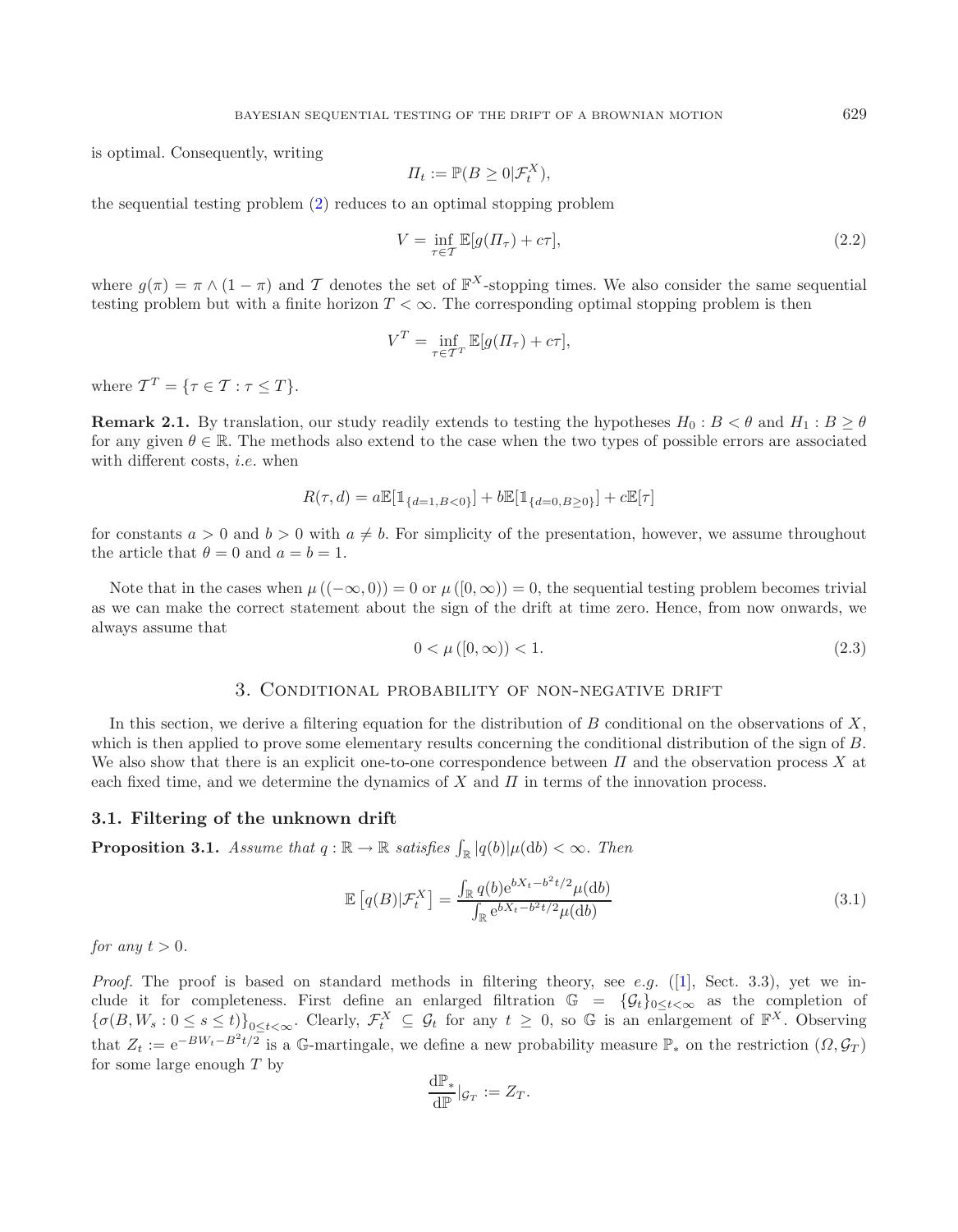is optimal. Consequently, writing

$$\Pi_t := \mathbb{P}(B \geq 0 | \mathcal{F}_t^X),$$

the sequential testing problem (2) reduces to an optimal stopping problem

$$V = \inf_{\tau \in \mathcal{T}} \mathbb{E}[g(\Pi_\tau) + c\tau], \tag{2.2}$$

where $g(\pi) = \pi \wedge (1 - \pi)$ and $\mathcal{T}$ denotes the set of $\mathbb{F}^X$-stopping times. We also consider the same sequential testing problem but with a finite horizon $T < \infty$. The corresponding optimal stopping problem is then

$$V^T = \inf_{\tau \in \mathcal{T}^T} \mathbb{E}[g(\Pi_\tau) + c\tau],$$

where $\mathcal{T}^T = \{\tau \in \mathcal{T} : \tau \leq T\}$.

**Remark 2.1.** By translation, our study readily extends to testing the hypotheses $H_0 : B < \theta$ and $H_1 : B \geq \theta$ for any given $\theta \in \mathbb{R}$. The methods also extend to the case when the two types of possible errors are associated with different costs, *i.e.* when

$$R(\tau, d) = a\mathbb{E}[\mathbb{1}_{\{d=1, B<0\}}] + b\mathbb{E}[\mathbb{1}_{\{d=0, B\geq 0\}}] + c\mathbb{E}[\tau]$$

for constants $a > 0$ and $b > 0$ with $a \neq b$. For simplicity of the presentation, however, we assume throughout the article that $\theta = 0$ and $a = b = 1$.

Note that in the cases when $\mu((-\infty, 0)) = 0$ or $\mu([0, \infty)) = 0$, the sequential testing problem becomes trivial as we can make the correct statement about the sign of the drift at time zero. Hence, from now onwards, we always assume that

$$0 < \mu([0, \infty)) < 1. \tag{2.3}$$

## 3. Conditional probability of non-negative drift

In this section, we derive a filtering equation for the distribution of $B$ conditional on the observations of $X$, which is then applied to prove some elementary results concerning the conditional distribution of the sign of $B$. We also show that there is an explicit one-to-one correspondence between $\Pi$ and the observation process $X$ at each fixed time, and we determine the dynamics of $X$ and $\Pi$ in terms of the innovation process.

### 3.1. Filtering of the unknown drift

**Proposition 3.1.** *Assume that $q : \mathbb{R} \to \mathbb{R}$ satisfies $\int_{\mathbb{R}} |q(b)| \mu(\mathrm{d}b) < \infty$. Then*

$$\mathbb{E}\left[q(B) | \mathcal{F}_t^X\right] = \frac{\int_{\mathbb{R}} q(b) \mathrm{e}^{bX_t - b^2 t/2} \mu(\mathrm{d}b)}{\int_{\mathbb{R}} \mathrm{e}^{bX_t - b^2 t/2} \mu(\mathrm{d}b)} \tag{3.1}$$

*for any $t > 0$.*

*Proof.* The proof is based on standard methods in filtering theory, see *e.g.* ([1], Sect. 3.3), yet we include it for completeness. First define an enlarged filtration $\mathbb{G} = \{\mathcal{G}_t\}_{0 \leq t < \infty}$ as the completion of $\{\sigma(B, W_s : 0 \leq s \leq t)\}_{0 \leq t < \infty}$. Clearly, $\mathcal{F}_t^X \subseteq \mathcal{G}_t$ for any $t \geq 0$, so $\mathbb{G}$ is an enlargement of $\mathbb{F}^X$. Observing that $Z_t := \mathrm{e}^{-BW_t - B^2 t/2}$ is a $\mathbb{G}$-martingale, we define a new probability measure $\mathbb{P}_*$ on the restriction $(\Omega, \mathcal{G}_T)$ for some large enough $T$ by

$$\frac{\mathrm{d}\mathbb{P}_*}{\mathrm{d}\mathbb{P}}\Big|_{\mathcal{G}_T} := Z_T.$$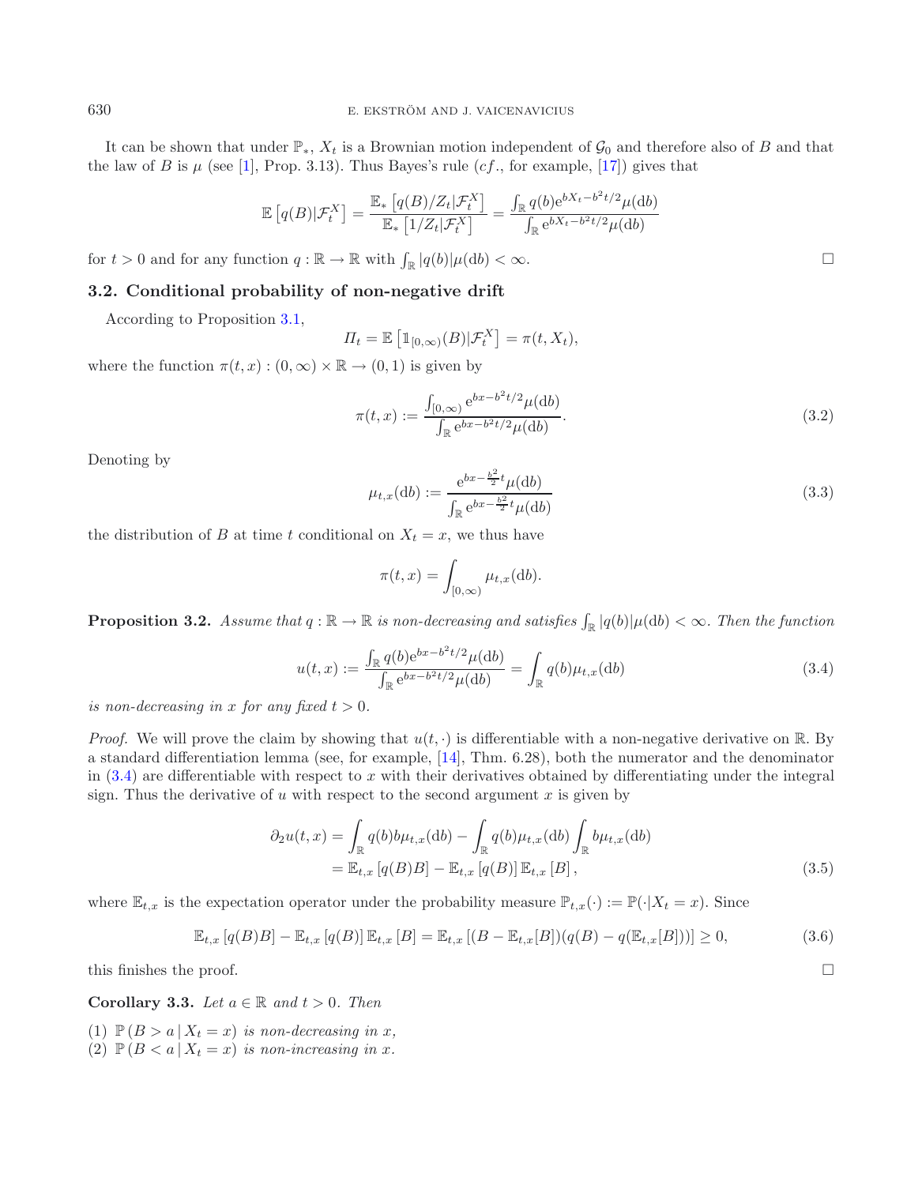It can be shown that under $\mathbb{P}_*$, $X_t$ is a Brownian motion independent of $\mathcal{G}_0$ and therefore also of $B$ and that the law of $B$ is $\mu$ (see [1], Prop. 3.13). Thus Bayes's rule (*cf.*, for example, [17]) gives that

$$\mathbb{E}\left[q(B)|\mathcal{F}_t^X\right] = \frac{\mathbb{E}_*\left[q(B)/Z_t|\mathcal{F}_t^X\right]}{\mathbb{E}_*\left[1/Z_t|\mathcal{F}_t^X\right]} = \frac{\int_{\mathbb{R}} q(b)\mathrm{e}^{bX_t - b^2t/2}\mu(\mathrm{d}b)}{\int_{\mathbb{R}} \mathrm{e}^{bX_t - b^2t/2}\mu(\mathrm{d}b)}$$

for $t > 0$ and for any function $q : \mathbb{R} \to \mathbb{R}$ with $\int_{\mathbb{R}} |q(b)|\mu(\mathrm{d}b) < \infty$. □

### 3.2. Conditional probability of non-negative drift

According to Proposition 3.1,

$$\Pi_t = \mathbb{E}\left[\mathbb{1}_{[0,\infty)}(B)|\mathcal{F}_t^X\right] = \pi(t, X_t),$$

where the function $\pi(t,x) : (0,\infty) \times \mathbb{R} \to (0,1)$ is given by

$$\pi(t,x) := \frac{\int_{[0,\infty)} \mathrm{e}^{bx - b^2t/2}\mu(\mathrm{d}b)}{\int_{\mathbb{R}} \mathrm{e}^{bx - b^2t/2}\mu(\mathrm{d}b)}. \tag{3.2}$$

Denoting by

$$\mu_{t,x}(\mathrm{d}b) := \frac{\mathrm{e}^{bx - \frac{b^2}{2}t}\mu(\mathrm{d}b)}{\int_{\mathbb{R}} \mathrm{e}^{bx - \frac{b^2}{2}t}\mu(\mathrm{d}b)} \tag{3.3}$$

the distribution of $B$ at time $t$ conditional on $X_t = x$, we thus have

$$\pi(t,x) = \int_{[0,\infty)} \mu_{t,x}(\mathrm{d}b).$$

**Proposition 3.2.** *Assume that $q : \mathbb{R} \to \mathbb{R}$ is non-decreasing and satisfies $\int_{\mathbb{R}} |q(b)|\mu(\mathrm{d}b) < \infty$. Then the function*

$$u(t,x) := \frac{\int_{\mathbb{R}} q(b)\mathrm{e}^{bx - b^2t/2}\mu(\mathrm{d}b)}{\int_{\mathbb{R}} \mathrm{e}^{bx - b^2t/2}\mu(\mathrm{d}b)} = \int_{\mathbb{R}} q(b)\mu_{t,x}(\mathrm{d}b) \tag{3.4}$$

*is non-decreasing in $x$ for any fixed $t > 0$.*

*Proof.* We will prove the claim by showing that $u(t,\cdot)$ is differentiable with a non-negative derivative on $\mathbb{R}$. By a standard differentiation lemma (see, for example, [14], Thm. 6.28), both the numerator and the denominator in (3.4) are differentiable with respect to $x$ with their derivatives obtained by differentiating under the integral sign. Thus the derivative of $u$ with respect to the second argument $x$ is given by

$$\begin{aligned}
\partial_2 u(t,x) &= \int_{\mathbb{R}} q(b)b\mu_{t,x}(\mathrm{d}b) - \int_{\mathbb{R}} q(b)\mu_{t,x}(\mathrm{d}b)\int_{\mathbb{R}} b\mu_{t,x}(\mathrm{d}b) \\
&= \mathbb{E}_{t,x}\left[q(B)B\right] - \mathbb{E}_{t,x}\left[q(B)\right]\mathbb{E}_{t,x}\left[B\right],
\end{aligned} \tag{3.5}$$

where $\mathbb{E}_{t,x}$ is the expectation operator under the probability measure $\mathbb{P}_{t,x}(\cdot) := \mathbb{P}(\cdot|X_t = x)$. Since

$$\mathbb{E}_{t,x}\left[q(B)B\right] - \mathbb{E}_{t,x}\left[q(B)\right]\mathbb{E}_{t,x}\left[B\right] = \mathbb{E}_{t,x}\left[(B - \mathbb{E}_{t,x}[B])(q(B) - q(\mathbb{E}_{t,x}[B]))\right] \geq 0, \tag{3.6}$$

this finishes the proof. □

**Corollary 3.3.** *Let $a \in \mathbb{R}$ and $t > 0$. Then*

(1) *$\mathbb{P}(B > a \,|\, X_t = x)$ is non-decreasing in $x$,*
(2) *$\mathbb{P}(B < a \,|\, X_t = x)$ is non-increasing in $x$.*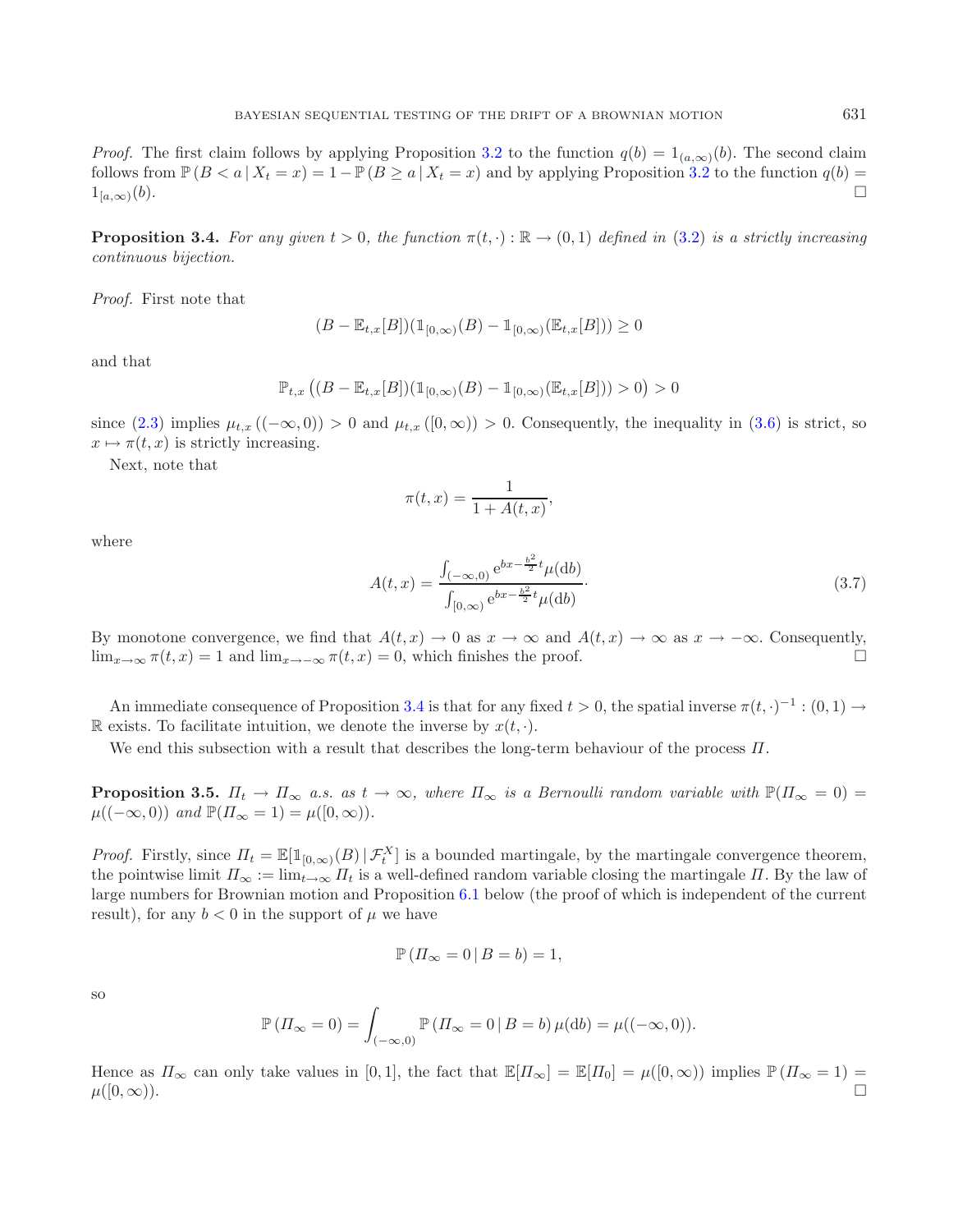*Proof.* The first claim follows by applying Proposition 3.2 to the function $q(b) = 1_{(a,\infty)}(b)$. The second claim follows from $\mathbb{P}(B < a \,|\, X_t = x) = 1 - \mathbb{P}(B \geq a \,|\, X_t = x)$ and by applying Proposition 3.2 to the function $q(b) = 1_{[a,\infty)}(b)$. $\square$

**Proposition 3.4.** *For any given $t > 0$, the function $\pi(t, \cdot) : \mathbb{R} \to (0, 1)$ defined in (3.2) is a strictly increasing continuous bijection.*

*Proof.* First note that

$$(B - \mathbb{E}_{t,x}[B])(\mathbb{1}_{[0,\infty)}(B) - \mathbb{1}_{[0,\infty)}(\mathbb{E}_{t,x}[B])) \geq 0$$

and that

$$\mathbb{P}_{t,x}\left((B - \mathbb{E}_{t,x}[B])(\mathbb{1}_{[0,\infty)}(B) - \mathbb{1}_{[0,\infty)}(\mathbb{E}_{t,x}[B])) > 0\right) > 0$$

since (2.3) implies $\mu_{t,x}((-\infty, 0)) > 0$ and $\mu_{t,x}([0, \infty)) > 0$. Consequently, the inequality in (3.6) is strict, so $x \mapsto \pi(t, x)$ is strictly increasing.

Next, note that

$$\pi(t, x) = \frac{1}{1 + A(t, x)},$$

where

$$A(t, x) = \frac{\int_{(-\infty,0)} \mathrm{e}^{bx - \frac{b^2}{2}t} \mu(\mathrm{d}b)}{\int_{[0,\infty)} \mathrm{e}^{bx - \frac{b^2}{2}t} \mu(\mathrm{d}b)}. \tag{3.7}$$

By monotone convergence, we find that $A(t, x) \to 0$ as $x \to \infty$ and $A(t, x) \to \infty$ as $x \to -\infty$. Consequently, $\lim_{x\to\infty} \pi(t, x) = 1$ and $\lim_{x\to-\infty} \pi(t, x) = 0$, which finishes the proof. $\square$

An immediate consequence of Proposition 3.4 is that for any fixed $t > 0$, the spatial inverse $\pi(t, \cdot)^{-1} : (0, 1) \to \mathbb{R}$ exists. To facilitate intuition, we denote the inverse by $x(t, \cdot)$.

We end this subsection with a result that describes the long-term behaviour of the process $\Pi$.

**Proposition 3.5.** *$\Pi_t \to \Pi_\infty$ a.s. as $t \to \infty$, where $\Pi_\infty$ is a Bernoulli random variable with $\mathbb{P}(\Pi_\infty = 0) = \mu((-\infty, 0))$ and $\mathbb{P}(\Pi_\infty = 1) = \mu([0, \infty))$.*

*Proof.* Firstly, since $\Pi_t = \mathbb{E}[\mathbb{1}_{[0,\infty)}(B) \,|\, \mathcal{F}_t^X]$ is a bounded martingale, by the martingale convergence theorem, the pointwise limit $\Pi_\infty := \lim_{t\to\infty} \Pi_t$ is a well-defined random variable closing the martingale $\Pi$. By the law of large numbers for Brownian motion and Proposition 6.1 below (the proof of which is independent of the current result), for any $b < 0$ in the support of $\mu$ we have

$$\mathbb{P}(\Pi_\infty = 0 \,|\, B = b) = 1,$$

so

$$\mathbb{P}(\Pi_\infty = 0) = \int_{(-\infty,0)} \mathbb{P}(\Pi_\infty = 0 \,|\, B = b)\, \mu(\mathrm{d}b) = \mu((-\infty, 0)).$$

Hence as $\Pi_\infty$ can only take values in $[0, 1]$, the fact that $\mathbb{E}[\Pi_\infty] = \mathbb{E}[\Pi_0] = \mu([0, \infty))$ implies $\mathbb{P}(\Pi_\infty = 1) = \mu([0, \infty))$. $\square$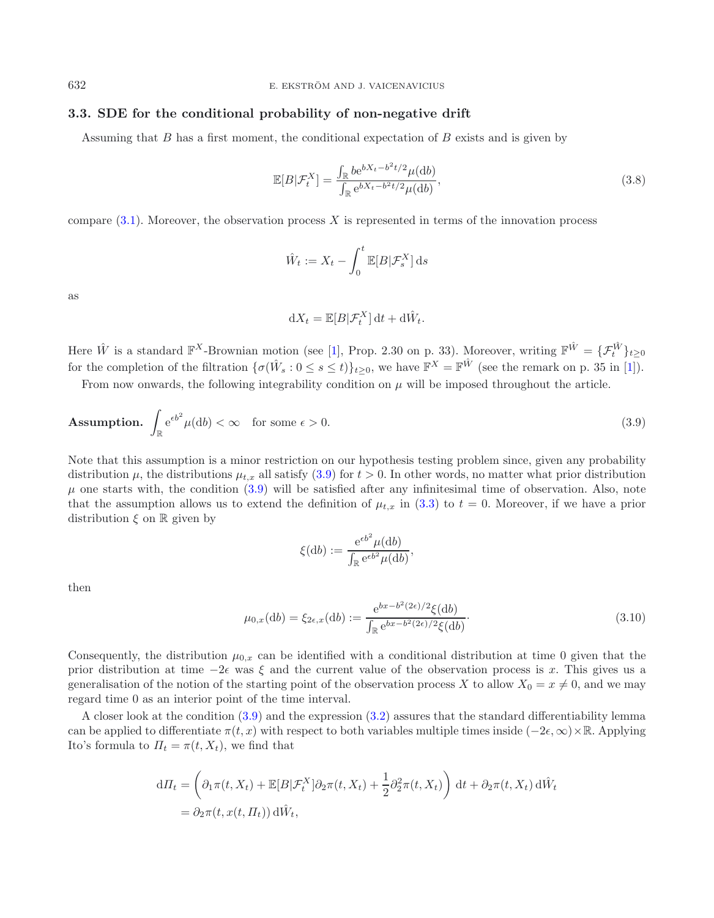### 3.3. SDE for the conditional probability of non-negative drift

Assuming that $B$ has a first moment, the conditional expectation of $B$ exists and is given by

$$\mathbb{E}[B|\mathcal{F}_t^X] = \frac{\int_{\mathbb{R}} b e^{bX_t - b^2 t/2} \mu(\mathrm{d}b)}{\int_{\mathbb{R}} e^{bX_t - b^2 t/2} \mu(\mathrm{d}b)}, \tag{3.8}$$

compare (3.1). Moreover, the observation process $X$ is represented in terms of the innovation process

$$\hat{W}_t := X_t - \int_0^t \mathbb{E}[B|\mathcal{F}_s^X] \, \mathrm{d}s$$

as

$$\mathrm{d}X_t = \mathbb{E}[B|\mathcal{F}_t^X] \, \mathrm{d}t + \mathrm{d}\hat{W}_t.$$

Here $\hat{W}$ is a standard $\mathbb{F}^X$-Brownian motion (see [1], Prop. 2.30 on p. 33). Moreover, writing $\mathbb{F}^{\hat{W}} = \{\mathcal{F}_t^{\hat{W}}\}_{t \geq 0}$ for the completion of the filtration $\{\sigma(\hat{W}_s : 0 \leq s \leq t)\}_{t \geq 0}$, we have $\mathbb{F}^X = \mathbb{F}^{\hat{W}}$ (see the remark on p. 35 in [1]).

From now onwards, the following integrability condition on $\mu$ will be imposed throughout the article.

**Assumption.** $\displaystyle\int_{\mathbb{R}} e^{\epsilon b^2} \mu(\mathrm{d}b) < \infty \quad$ for some $\epsilon > 0$. $\hfill (3.9)$

Note that this assumption is a minor restriction on our hypothesis testing problem since, given any probability distribution $\mu$, the distributions $\mu_{t,x}$ all satisfy (3.9) for $t > 0$. In other words, no matter what prior distribution $\mu$ one starts with, the condition (3.9) will be satisfied after any infinitesimal time of observation. Also, note that the assumption allows us to extend the definition of $\mu_{t,x}$ in (3.3) to $t = 0$. Moreover, if we have a prior distribution $\xi$ on $\mathbb{R}$ given by

$$\xi(\mathrm{d}b) := \frac{e^{\epsilon b^2} \mu(\mathrm{d}b)}{\int_{\mathbb{R}} e^{\epsilon b^2} \mu(\mathrm{d}b)},$$

then

$$\mu_{0,x}(\mathrm{d}b) = \xi_{2\epsilon,x}(\mathrm{d}b) := \frac{e^{bx - b^2(2\epsilon)/2} \xi(\mathrm{d}b)}{\int_{\mathbb{R}} e^{bx - b^2(2\epsilon)/2} \xi(\mathrm{d}b)}. \tag{3.10}$$

Consequently, the distribution $\mu_{0,x}$ can be identified with a conditional distribution at time 0 given that the prior distribution at time $-2\epsilon$ was $\xi$ and the current value of the observation process is $x$. This gives us a generalisation of the notion of the starting point of the observation process $X$ to allow $X_0 = x \neq 0$, and we may regard time 0 as an interior point of the time interval.

A closer look at the condition (3.9) and the expression (3.2) assures that the standard differentiability lemma can be applied to differentiate $\pi(t, x)$ with respect to both variables multiple times inside $(-2\epsilon, \infty) \times \mathbb{R}$. Applying Ito's formula to $\Pi_t = \pi(t, X_t)$, we find that

$$\begin{aligned}
\mathrm{d}\Pi_t &= \left( \partial_1 \pi(t, X_t) + \mathbb{E}[B|\mathcal{F}_t^X] \partial_2 \pi(t, X_t) + \frac{1}{2} \partial_2^2 \pi(t, X_t) \right) \mathrm{d}t + \partial_2 \pi(t, X_t) \, \mathrm{d}\hat{W}_t \\
&= \partial_2 \pi(t, x(t, \Pi_t)) \, \mathrm{d}\hat{W}_t,
\end{aligned}$$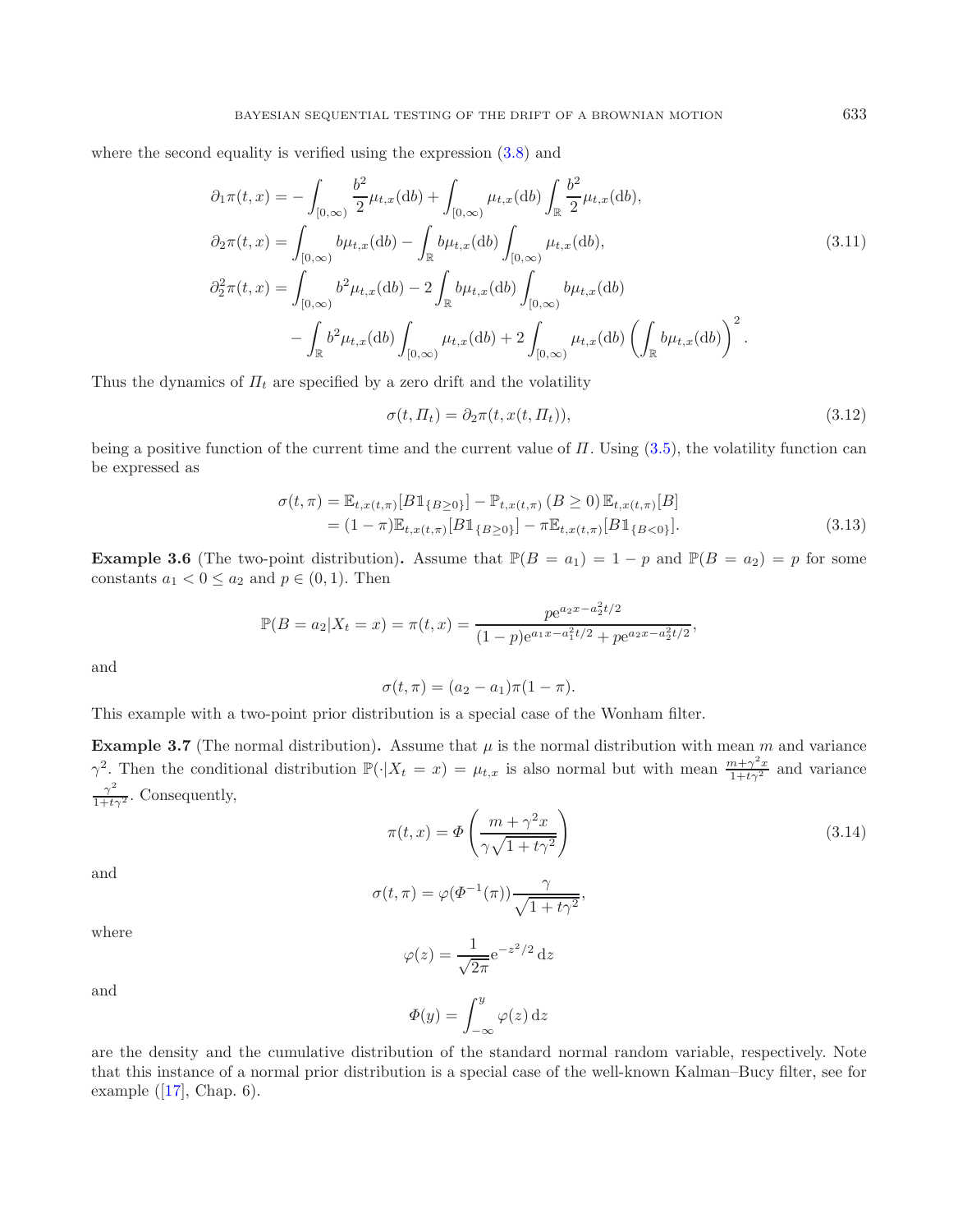where the second equality is verified using the expression (3.8) and

$$
\begin{aligned}
\partial_1 \pi(t,x) &= -\int_{[0,\infty)} \frac{b^2}{2}\mu_{t,x}(\mathrm{d}b) + \int_{[0,\infty)} \mu_{t,x}(\mathrm{d}b)\int_{\mathbb{R}} \frac{b^2}{2}\mu_{t,x}(\mathrm{d}b),\\
\partial_2 \pi(t,x) &= \int_{[0,\infty)} b\mu_{t,x}(\mathrm{d}b) - \int_{\mathbb{R}} b\mu_{t,x}(\mathrm{d}b)\int_{[0,\infty)} \mu_{t,x}(\mathrm{d}b),\\
\partial_2^2 \pi(t,x) &= \int_{[0,\infty)} b^2\mu_{t,x}(\mathrm{d}b) - 2\int_{\mathbb{R}} b\mu_{t,x}(\mathrm{d}b)\int_{[0,\infty)} b\mu_{t,x}(\mathrm{d}b)\\
&\quad - \int_{\mathbb{R}} b^2\mu_{t,x}(\mathrm{d}b)\int_{[0,\infty)} \mu_{t,x}(\mathrm{d}b) + 2\int_{[0,\infty)} \mu_{t,x}(\mathrm{d}b)\left(\int_{\mathbb{R}} b\mu_{t,x}(\mathrm{d}b)\right)^2.
\end{aligned}
\tag{3.11}
$$

Thus the dynamics of $\Pi_t$ are specified by a zero drift and the volatility

$$
\sigma(t,\Pi_t) = \partial_2 \pi(t, x(t,\Pi_t)), \tag{3.12}
$$

being a positive function of the current time and the current value of $\Pi$. Using (3.5), the volatility function can be expressed as

$$
\begin{aligned}
\sigma(t,\pi) &= \mathbb{E}_{t,x(t,\pi)}[B\mathbb{1}_{\{B\geq 0\}}] - \mathbb{P}_{t,x(t,\pi)}\left(B \geq 0\right)\mathbb{E}_{t,x(t,\pi)}[B]\\
&= (1-\pi)\mathbb{E}_{t,x(t,\pi)}[B\mathbb{1}_{\{B\geq 0\}}] - \pi\mathbb{E}_{t,x(t,\pi)}[B\mathbb{1}_{\{B<0\}}].
\end{aligned}
\tag{3.13}
$$

**Example 3.6** (The two-point distribution)**.** Assume that $\mathbb{P}(B = a_1) = 1 - p$ and $\mathbb{P}(B = a_2) = p$ for some constants $a_1 < 0 \leq a_2$ and $p \in (0,1)$. Then

$$
\mathbb{P}(B = a_2 | X_t = x) = \pi(t,x) = \frac{p\mathrm{e}^{a_2 x - a_2^2 t/2}}{(1-p)\mathrm{e}^{a_1 x - a_1^2 t/2} + p\mathrm{e}^{a_2 x - a_2^2 t/2}},
$$

and

$$
\sigma(t,\pi) = (a_2 - a_1)\pi(1-\pi).
$$

This example with a two-point prior distribution is a special case of the Wonham filter.

**Example 3.7** (The normal distribution)**.** Assume that $\mu$ is the normal distribution with mean $m$ and variance $\gamma^2$. Then the conditional distribution $\mathbb{P}(\cdot|X_t = x) = \mu_{t,x}$ is also normal but with mean $\frac{m+\gamma^2 x}{1+t\gamma^2}$ and variance $\frac{\gamma^2}{1+t\gamma^2}$. Consequently,

$$
\pi(t,x) = \Phi\left(\frac{m + \gamma^2 x}{\gamma\sqrt{1+t\gamma^2}}\right) \tag{3.14}
$$

and

$$
\sigma(t,\pi) = \varphi(\Phi^{-1}(\pi))\frac{\gamma}{\sqrt{1+t\gamma^2}},
$$

where

$$
\varphi(z) = \frac{1}{\sqrt{2\pi}}\mathrm{e}^{-z^2/2}\,\mathrm{d}z
$$

and

$$
\Phi(y) = \int_{-\infty}^{y} \varphi(z)\,\mathrm{d}z
$$

are the density and the cumulative distribution of the standard normal random variable, respectively. Note that this instance of a normal prior distribution is a special case of the well-known Kalman–Bucy filter, see for example ([17], Chap. 6).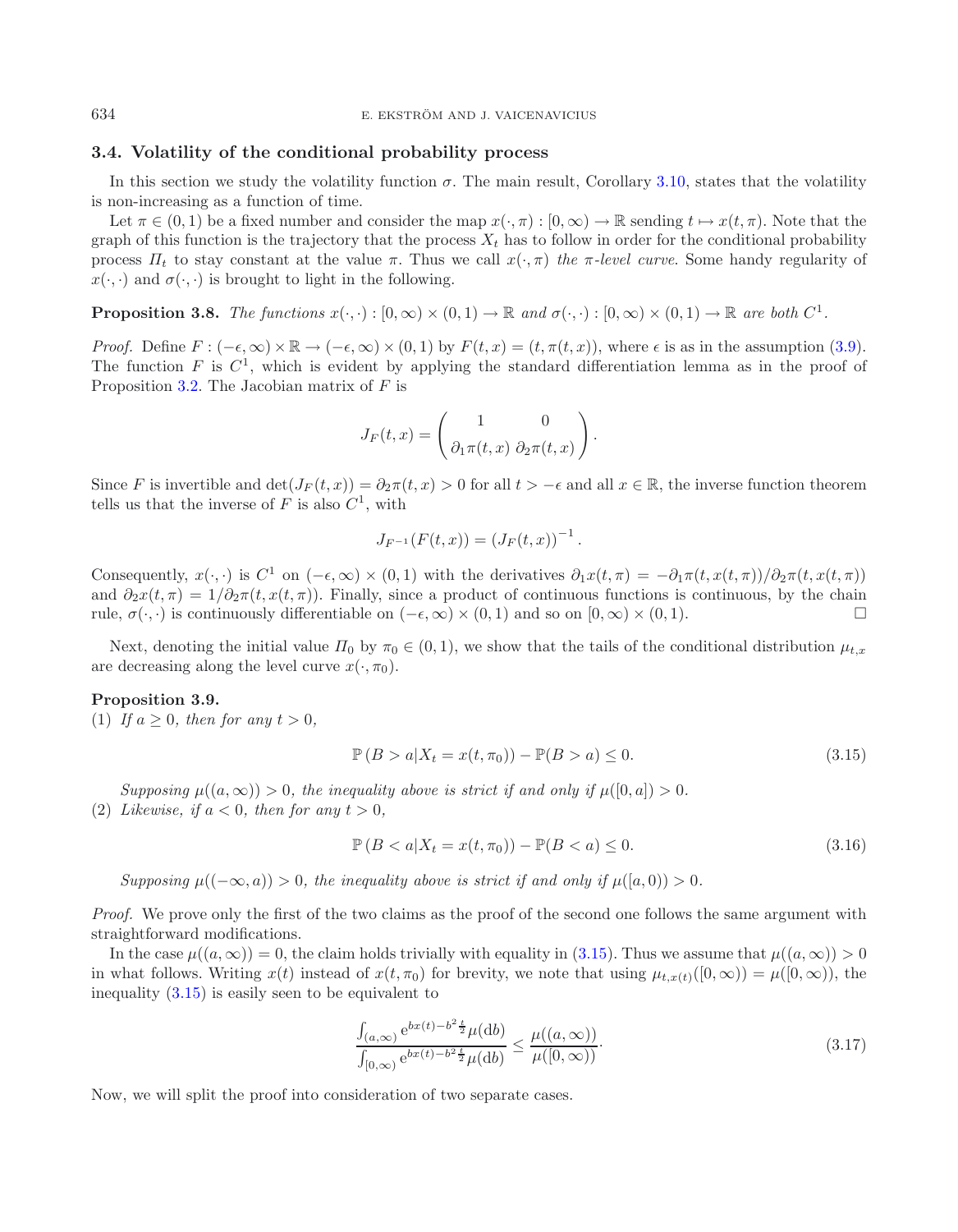### 3.4. Volatility of the conditional probability process

In this section we study the volatility function $\sigma$. The main result, Corollary 3.10, states that the volatility is non-increasing as a function of time.

Let $\pi \in (0,1)$ be a fixed number and consider the map $x(\cdot,\pi) : [0,\infty) \to \mathbb{R}$ sending $t \mapsto x(t,\pi)$. Note that the graph of this function is the trajectory that the process $X_t$ has to follow in order for the conditional probability process $\varPi_t$ to stay constant at the value $\pi$. Thus we call $x(\cdot,\pi)$ *the $\pi$-level curve*. Some handy regularity of $x(\cdot,\cdot)$ and $\sigma(\cdot,\cdot)$ is brought to light in the following.

**Proposition 3.8.** *The functions $x(\cdot,\cdot) : [0,\infty) \times (0,1) \to \mathbb{R}$ and $\sigma(\cdot,\cdot) : [0,\infty) \times (0,1) \to \mathbb{R}$ are both $C^1$.*

*Proof.* Define $F : (-\epsilon,\infty) \times \mathbb{R} \to (-\epsilon,\infty) \times (0,1)$ by $F(t,x) = (t, \pi(t,x))$, where $\epsilon$ is as in the assumption (3.9). The function $F$ is $C^1$, which is evident by applying the standard differentiation lemma as in the proof of Proposition 3.2. The Jacobian matrix of $F$ is

$$J_F(t,x) = \begin{pmatrix} 1 & 0 \\ \partial_1 \pi(t,x) & \partial_2 \pi(t,x) \end{pmatrix}.$$

Since $F$ is invertible and $\det(J_F(t,x)) = \partial_2 \pi(t,x) > 0$ for all $t > -\epsilon$ and all $x \in \mathbb{R}$, the inverse function theorem tells us that the inverse of $F$ is also $C^1$, with

$$J_{F^{-1}}(F(t,x)) = \left(J_F(t,x)\right)^{-1}.$$

Consequently, $x(\cdot,\cdot)$ is $C^1$ on $(-\epsilon,\infty) \times (0,1)$ with the derivatives $\partial_1 x(t,\pi) = -\partial_1 \pi(t, x(t,\pi))/\partial_2 \pi(t, x(t,\pi))$ and $\partial_2 x(t,\pi) = 1/\partial_2 \pi(t, x(t,\pi))$. Finally, since a product of continuous functions is continuous, by the chain rule, $\sigma(\cdot,\cdot)$ is continuously differentiable on $(-\epsilon,\infty) \times (0,1)$ and so on $[0,\infty) \times (0,1)$. $\square$

Next, denoting the initial value $\varPi_0$ by $\pi_0 \in (0,1)$, we show that the tails of the conditional distribution $\mu_{t,x}$ are decreasing along the level curve $x(\cdot,\pi_0)$.

**Proposition 3.9.**

(1) *If $a \geq 0$, then for any $t > 0$,*

$$\mathbb{P}\left(B > a \middle| X_t = x(t,\pi_0)\right) - \mathbb{P}(B > a) \leq 0. \tag{3.15}$$

*Supposing $\mu((a,\infty)) > 0$, the inequality above is strict if and only if $\mu([0,a]) > 0$.*

(2) *Likewise, if $a < 0$, then for any $t > 0$,*

$$\mathbb{P}\left(B < a \middle| X_t = x(t,\pi_0)\right) - \mathbb{P}(B < a) \leq 0. \tag{3.16}$$

*Supposing $\mu((-\infty,a)) > 0$, the inequality above is strict if and only if $\mu([a,0)) > 0$.*

*Proof.* We prove only the first of the two claims as the proof of the second one follows the same argument with straightforward modifications.

In the case $\mu((a,\infty)) = 0$, the claim holds trivially with equality in (3.15). Thus we assume that $\mu((a,\infty)) > 0$ in what follows. Writing $x(t)$ instead of $x(t,\pi_0)$ for brevity, we note that using $\mu_{t,x(t)}([0,\infty)) = \mu([0,\infty))$, the inequality (3.15) is easily seen to be equivalent to

$$\frac{\int_{(a,\infty)} \mathrm{e}^{bx(t) - b^2 \frac{t}{2}} \mu(\mathrm{d}b)}{\int_{[0,\infty)} \mathrm{e}^{bx(t) - b^2 \frac{t}{2}} \mu(\mathrm{d}b)} \leq \frac{\mu((a,\infty))}{\mu([0,\infty))}. \tag{3.17}$$

Now, we will split the proof into consideration of two separate cases.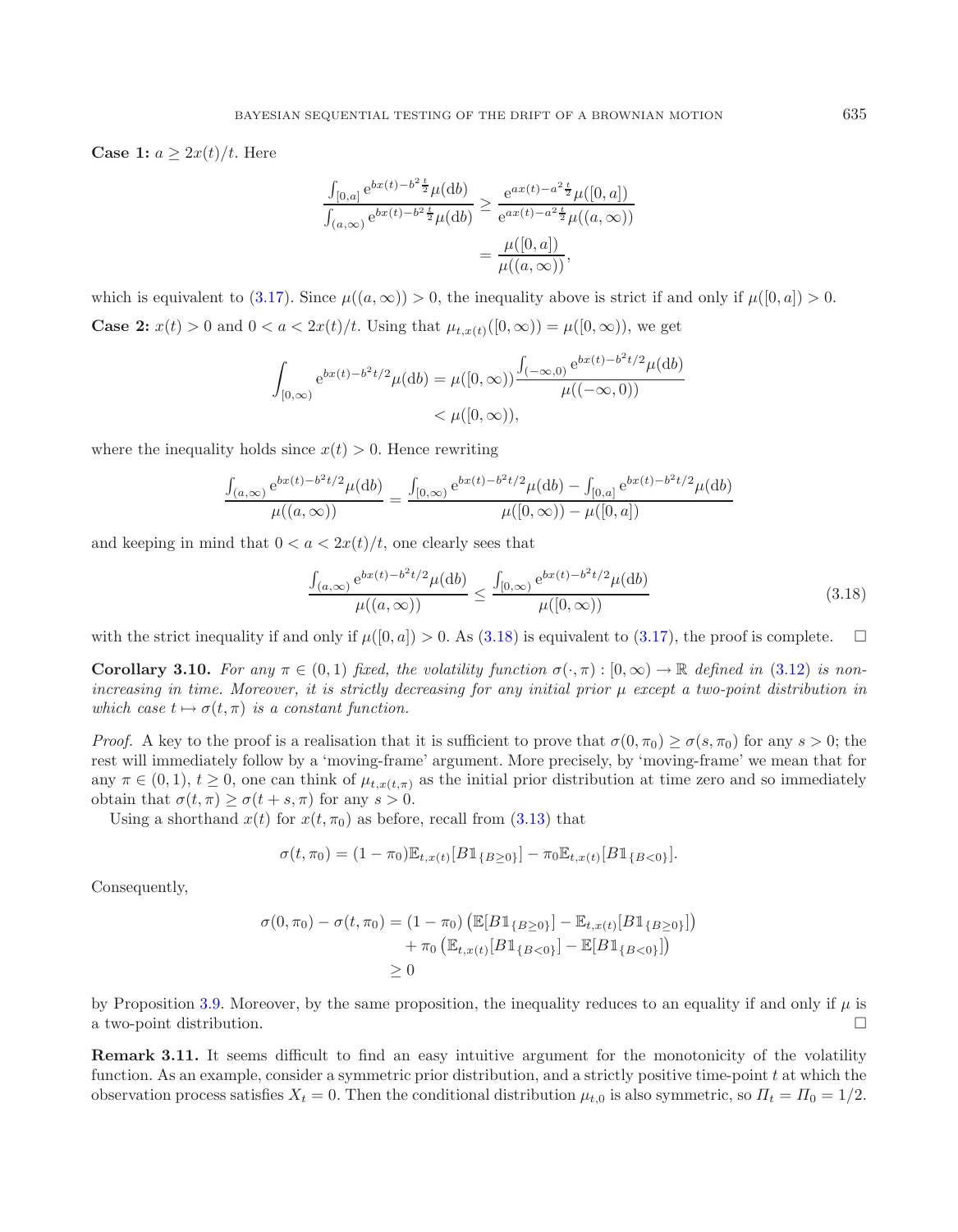**Case 1:** $a \geq 2x(t)/t$. Here

$$\frac{\int_{[0,a]} \mathrm{e}^{bx(t)-b^2\frac{t}{2}}\mu(\mathrm{d}b)}{\int_{(a,\infty)} \mathrm{e}^{bx(t)-b^2\frac{t}{2}}\mu(\mathrm{d}b)} \geq \frac{\mathrm{e}^{ax(t)-a^2\frac{t}{2}}\mu([0,a])}{\mathrm{e}^{ax(t)-a^2\frac{t}{2}}\mu((a,\infty))} = \frac{\mu([0,a])}{\mu((a,\infty))},$$

which is equivalent to (3.17). Since $\mu((a,\infty)) > 0$, the inequality above is strict if and only if $\mu([0,a]) > 0$.

**Case 2:** $x(t) > 0$ and $0 < a < 2x(t)/t$. Using that $\mu_{t,x(t)}([0,\infty)) = \mu([0,\infty))$, we get

$$\int_{[0,\infty)} \mathrm{e}^{bx(t)-b^2t/2}\mu(\mathrm{d}b) = \mu([0,\infty))\frac{\int_{(-\infty,0)} \mathrm{e}^{bx(t)-b^2t/2}\mu(\mathrm{d}b)}{\mu((-\infty,0))} < \mu([0,\infty)),$$

where the inequality holds since $x(t) > 0$. Hence rewriting

$$\frac{\int_{(a,\infty)} \mathrm{e}^{bx(t)-b^2t/2}\mu(\mathrm{d}b)}{\mu((a,\infty))} = \frac{\int_{[0,\infty)} \mathrm{e}^{bx(t)-b^2t/2}\mu(\mathrm{d}b) - \int_{[0,a]} \mathrm{e}^{bx(t)-b^2t/2}\mu(\mathrm{d}b)}{\mu([0,\infty)) - \mu([0,a])}$$

and keeping in mind that $0 < a < 2x(t)/t$, one clearly sees that

$$\frac{\int_{(a,\infty)} \mathrm{e}^{bx(t)-b^2t/2}\mu(\mathrm{d}b)}{\mu((a,\infty))} \leq \frac{\int_{[0,\infty)} \mathrm{e}^{bx(t)-b^2t/2}\mu(\mathrm{d}b)}{\mu([0,\infty))} \tag{3.18}$$

with the strict inequality if and only if $\mu([0,a]) > 0$. As (3.18) is equivalent to (3.17), the proof is complete. $\square$

**Corollary 3.10.** *For any $\pi \in (0,1)$ fixed, the volatility function $\sigma(\cdot,\pi) : [0,\infty) \to \mathbb{R}$ defined in (3.12) is non-increasing in time. Moreover, it is strictly decreasing for any initial prior $\mu$ except a two-point distribution in which case $t \mapsto \sigma(t,\pi)$ is a constant function.*

*Proof.* A key to the proof is a realisation that it is sufficient to prove that $\sigma(0,\pi_0) \geq \sigma(s,\pi_0)$ for any $s > 0$; the rest will immediately follow by a 'moving-frame' argument. More precisely, by 'moving-frame' we mean that for any $\pi \in (0,1)$, $t \geq 0$, one can think of $\mu_{t,x(t,\pi)}$ as the initial prior distribution at time zero and so immediately obtain that $\sigma(t,\pi) \geq \sigma(t+s,\pi)$ for any $s > 0$.

Using a shorthand $x(t)$ for $x(t,\pi_0)$ as before, recall from (3.13) that

$$\sigma(t,\pi_0) = (1-\pi_0)\mathbb{E}_{t,x(t)}[B\mathbb{1}_{\{B\geq 0\}}] - \pi_0\mathbb{E}_{t,x(t)}[B\mathbb{1}_{\{B<0\}}].$$

Consequently,

$$\begin{aligned}\sigma(0,\pi_0) - \sigma(t,\pi_0) &= (1-\pi_0)\left(\mathbb{E}[B\mathbb{1}_{\{B\geq 0\}}] - \mathbb{E}_{t,x(t)}[B\mathbb{1}_{\{B\geq 0\}}]\right) \\ &\quad + \pi_0\left(\mathbb{E}_{t,x(t)}[B\mathbb{1}_{\{B<0\}}] - \mathbb{E}[B\mathbb{1}_{\{B<0\}}]\right) \\ &\geq 0\end{aligned}$$

by Proposition 3.9. Moreover, by the same proposition, the inequality reduces to an equality if and only if $\mu$ is a two-point distribution. $\square$

**Remark 3.11.** It seems difficult to find an easy intuitive argument for the monotonicity of the volatility function. As an example, consider a symmetric prior distribution, and a strictly positive time-point $t$ at which the observation process satisfies $X_t = 0$. Then the conditional distribution $\mu_{t,0}$ is also symmetric, so $\Pi_t = \Pi_0 = 1/2$.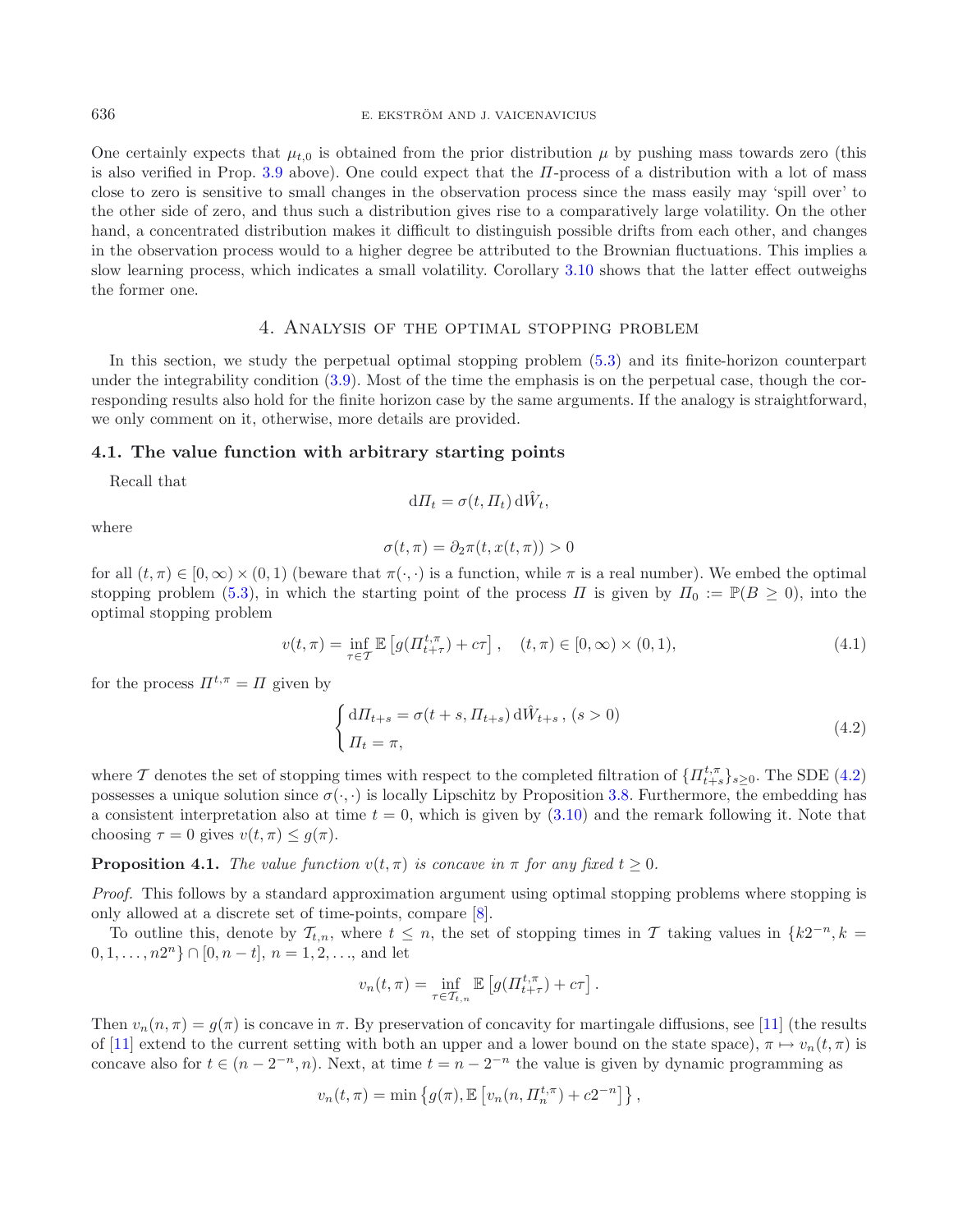One certainly expects that $\mu_{t,0}$ is obtained from the prior distribution $\mu$ by pushing mass towards zero (this is also verified in Prop. 3.9 above). One could expect that the $\Pi$-process of a distribution with a lot of mass close to zero is sensitive to small changes in the observation process since the mass easily may 'spill over' to the other side of zero, and thus such a distribution gives rise to a comparatively large volatility. On the other hand, a concentrated distribution makes it difficult to distinguish possible drifts from each other, and changes in the observation process would to a higher degree be attributed to the Brownian fluctuations. This implies a slow learning process, which indicates a small volatility. Corollary 3.10 shows that the latter effect outweighs the former one.

## 4. Analysis of the optimal stopping problem

In this section, we study the perpetual optimal stopping problem (5.3) and its finite-horizon counterpart under the integrability condition (3.9). Most of the time the emphasis is on the perpetual case, though the corresponding results also hold for the finite horizon case by the same arguments. If the analogy is straightforward, we only comment on it, otherwise, more details are provided.

### 4.1. The value function with arbitrary starting points

Recall that

$$\mathrm{d}\Pi_t = \sigma(t, \Pi_t)\, \mathrm{d}\hat{W}_t,$$

where

$$\sigma(t,\pi) = \partial_2 \pi(t, x(t,\pi)) > 0$$

for all $(t,\pi) \in [0,\infty) \times (0,1)$ (beware that $\pi(\cdot,\cdot)$ is a function, while $\pi$ is a real number). We embed the optimal stopping problem (5.3), in which the starting point of the process $\Pi$ is given by $\Pi_0 := \mathbb{P}(B \geq 0)$, into the optimal stopping problem

$$v(t,\pi) = \inf_{\tau \in \mathcal{T}} \mathbb{E}\left[g(\Pi^{t,\pi}_{t+\tau}) + c\tau\right], \quad (t,\pi) \in [0,\infty) \times (0,1), \tag{4.1}$$

for the process $\Pi^{t,\pi} = \Pi$ given by

$$\begin{cases} \mathrm{d}\Pi_{t+s} = \sigma(t+s, \Pi_{t+s})\, \mathrm{d}\hat{W}_{t+s}\,, \; (s > 0) \\ \Pi_t = \pi, \end{cases} \tag{4.2}$$

where $\mathcal{T}$ denotes the set of stopping times with respect to the completed filtration of $\{\Pi^{t,\pi}_{t+s}\}_{s\geq 0}$. The SDE (4.2) possesses a unique solution since $\sigma(\cdot,\cdot)$ is locally Lipschitz by Proposition 3.8. Furthermore, the embedding has a consistent interpretation also at time $t = 0$, which is given by (3.10) and the remark following it. Note that choosing $\tau = 0$ gives $v(t,\pi) \leq g(\pi)$.

**Proposition 4.1.** *The value function $v(t,\pi)$ is concave in $\pi$ for any fixed $t \geq 0$.*

*Proof.* This follows by a standard approximation argument using optimal stopping problems where stopping is only allowed at a discrete set of time-points, compare [8].

To outline this, denote by $\mathcal{T}_{t,n}$, where $t \leq n$, the set of stopping times in $\mathcal{T}$ taking values in $\{k2^{-n}, k = 0,1,\ldots,n2^n\} \cap [0, n-t]$, $n = 1,2,\ldots$, and let

$$v_n(t,\pi) = \inf_{\tau \in \mathcal{T}_{t,n}} \mathbb{E}\left[g(\Pi^{t,\pi}_{t+\tau}) + c\tau\right].$$

Then $v_n(n,\pi) = g(\pi)$ is concave in $\pi$. By preservation of concavity for martingale diffusions, see [11] (the results of [11] extend to the current setting with both an upper and a lower bound on the state space), $\pi \mapsto v_n(t,\pi)$ is concave also for $t \in (n - 2^{-n}, n)$. Next, at time $t = n - 2^{-n}$ the value is given by dynamic programming as

$$v_n(t,\pi) = \min\left\{g(\pi), \mathbb{E}\left[v_n(n, \Pi^{t,\pi}_n) + c2^{-n}\right]\right\},$$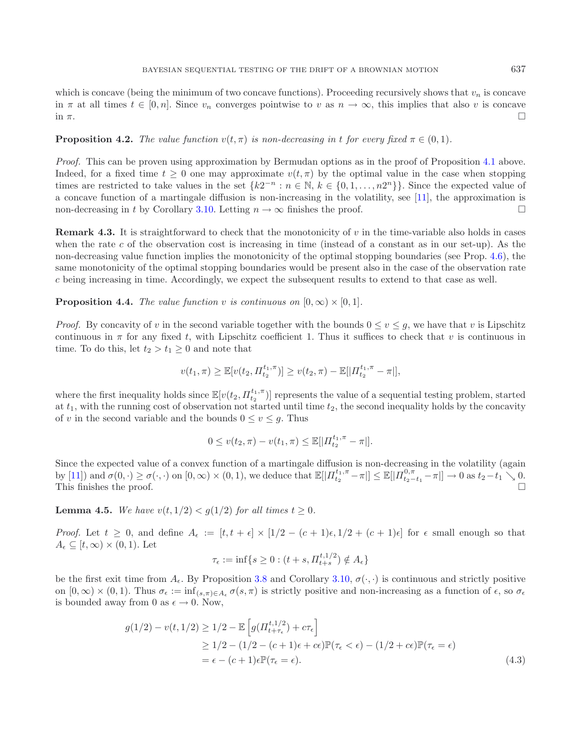which is concave (being the minimum of two concave functions). Proceeding recursively shows that $v_n$ is concave in $\pi$ at all times $t \in [0, n]$. Since $v_n$ converges pointwise to $v$ as $n \to \infty$, this implies that also $v$ is concave in $\pi$. □

**Proposition 4.2.** *The value function $v(t, \pi)$ is non-decreasing in $t$ for every fixed $\pi \in (0, 1)$.*

*Proof.* This can be proven using approximation by Bermudan options as in the proof of Proposition 4.1 above. Indeed, for a fixed time $t \geq 0$ one may approximate $v(t, \pi)$ by the optimal value in the case when stopping times are restricted to take values in the set $\{k2^{-n} : n \in \mathbb{N}, k \in \{0, 1, \ldots, n2^n\}\}$. Since the expected value of a concave function of a martingale diffusion is non-increasing in the volatility, see [11], the approximation is non-decreasing in $t$ by Corollary 3.10. Letting $n \to \infty$ finishes the proof. □

**Remark 4.3.** It is straightforward to check that the monotonicity of $v$ in the time-variable also holds in cases when the rate $c$ of the observation cost is increasing in time (instead of a constant as in our set-up). As the non-decreasing value function implies the monotonicity of the optimal stopping boundaries (see Prop. 4.6), the same monotonicity of the optimal stopping boundaries would be present also in the case of the observation rate $c$ being increasing in time. Accordingly, we expect the subsequent results to extend to that case as well.

**Proposition 4.4.** *The value function $v$ is continuous on $[0, \infty) \times [0, 1]$.*

*Proof.* By concavity of $v$ in the second variable together with the bounds $0 \leq v \leq g$, we have that $v$ is Lipschitz continuous in $\pi$ for any fixed $t$, with Lipschitz coefficient 1. Thus it suffices to check that $v$ is continuous in time. To do this, let $t_2 > t_1 \geq 0$ and note that

$$v(t_1, \pi) \geq \mathbb{E}[v(t_2, \Pi_{t_2}^{t_1, \pi})] \geq v(t_2, \pi) - \mathbb{E}[|\Pi_{t_2}^{t_1, \pi} - \pi|],$$

where the first inequality holds since $\mathbb{E}[v(t_2, \Pi_{t_2}^{t_1, \pi})]$ represents the value of a sequential testing problem, started at $t_1$, with the running cost of observation not started until time $t_2$, the second inequality holds by the concavity of $v$ in the second variable and the bounds $0 \leq v \leq g$. Thus

$$0 \leq v(t_2, \pi) - v(t_1, \pi) \leq \mathbb{E}[|\Pi_{t_2}^{t_1, \pi} - \pi|].$$

Since the expected value of a convex function of a martingale diffusion is non-decreasing in the volatility (again by [11]) and $\sigma(0, \cdot) \geq \sigma(\cdot, \cdot)$ on $[0, \infty) \times (0, 1)$, we deduce that $\mathbb{E}[|\Pi_{t_2}^{t_1, \pi} - \pi|] \leq \mathbb{E}[|\Pi_{t_2 - t_1}^{0, \pi} - \pi|] \to 0$ as $t_2 - t_1 \searrow 0$. This finishes the proof. □

**Lemma 4.5.** *We have $v(t, 1/2) < g(1/2)$ for all times $t \geq 0$.*

*Proof.* Let $t \geq 0$, and define $A_\epsilon := [t, t + \epsilon] \times [1/2 - (c + 1)\epsilon, 1/2 + (c + 1)\epsilon]$ for $\epsilon$ small enough so that $A_\epsilon \subseteq [t, \infty) \times (0, 1)$. Let

$$\tau_\epsilon := \inf\{s \geq 0 : (t + s, \Pi_{t+s}^{t, 1/2}) \notin A_\epsilon\}$$

be the first exit time from $A_\epsilon$. By Proposition 3.8 and Corollary 3.10, $\sigma(\cdot, \cdot)$ is continuous and strictly positive on $[0, \infty) \times (0, 1)$. Thus $\sigma_\epsilon := \inf_{(s, \pi) \in A_\epsilon} \sigma(s, \pi)$ is strictly positive and non-increasing as a function of $\epsilon$, so $\sigma_\epsilon$ is bounded away from 0 as $\epsilon \to 0$. Now,

$$\begin{aligned} g(1/2) - v(t, 1/2) &\geq 1/2 - \mathbb{E}\left[g(\Pi_{t+\tau_\epsilon}^{t, 1/2}) + c\tau_\epsilon\right] \\ &\geq 1/2 - (1/2 - (c + 1)\epsilon + c\epsilon)\mathbb{P}(\tau_\epsilon < \epsilon) - (1/2 + c\epsilon)\mathbb{P}(\tau_\epsilon = \epsilon) \\ &= \epsilon - (c + 1)\epsilon\mathbb{P}(\tau_\epsilon = \epsilon). \end{aligned} \tag{4.3}$$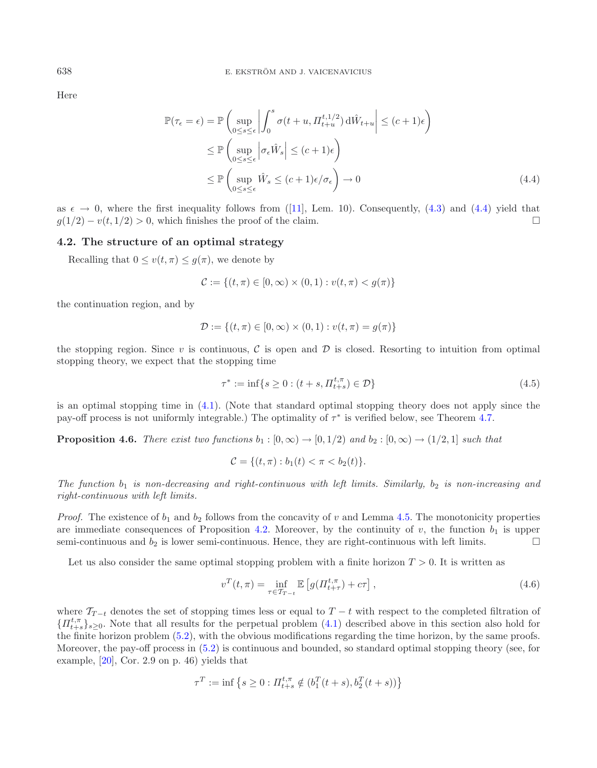Here

$$
\begin{aligned}
\mathbb{P}(\tau_\epsilon = \epsilon) &= \mathbb{P}\left(\sup_{0\le s\le \epsilon}\left|\int_0^s \sigma(t+u, \Pi_{t+u}^{t,1/2})\,\mathrm{d}\hat{W}_{t+u}\right| \le (c+1)\epsilon\right)\\
&\le \mathbb{P}\left(\sup_{0\le s\le \epsilon}\left|\sigma_\epsilon \hat{W}_s\right| \le (c+1)\epsilon\right)\\
&\le \mathbb{P}\left(\sup_{0\le s\le \epsilon}\hat{W}_s \le (c+1)\epsilon/\sigma_\epsilon\right) \to 0
\end{aligned}
\tag{4.4}
$$

as $\epsilon \to 0$, where the first inequality follows from ([11], Lem. 10). Consequently, (4.3) and (4.4) yield that $g(1/2) - v(t, 1/2) > 0$, which finishes the proof of the claim. □

### 4.2. The structure of an optimal strategy

Recalling that $0 \le v(t,\pi) \le g(\pi)$, we denote by

$$
\mathcal{C} := \{(t,\pi) \in [0,\infty)\times(0,1) : v(t,\pi) < g(\pi)\}
$$

the continuation region, and by

$$
\mathcal{D} := \{(t,\pi) \in [0,\infty)\times(0,1) : v(t,\pi) = g(\pi)\}
$$

the stopping region. Since $v$ is continuous, $\mathcal{C}$ is open and $\mathcal{D}$ is closed. Resorting to intuition from optimal stopping theory, we expect that the stopping time

$$
\tau^* := \inf\{s \ge 0 : (t+s, \Pi_{t+s}^{t,\pi}) \in \mathcal{D}\}
\tag{4.5}
$$

is an optimal stopping time in (4.1). (Note that standard optimal stopping theory does not apply since the pay-off process is not uniformly integrable.) The optimality of $\tau^*$ is verified below, see Theorem 4.7.

**Proposition 4.6.** *There exist two functions $b_1 : [0,\infty) \to [0, 1/2)$ and $b_2 : [0,\infty) \to (1/2, 1]$ such that*

$$
\mathcal{C} = \{(t,\pi) : b_1(t) < \pi < b_2(t)\}.
$$

*The function $b_1$ is non-decreasing and right-continuous with left limits. Similarly, $b_2$ is non-increasing and right-continuous with left limits.*

*Proof.* The existence of $b_1$ and $b_2$ follows from the concavity of $v$ and Lemma 4.5. The monotonicity properties are immediate consequences of Proposition 4.2. Moreover, by the continuity of $v$, the function $b_1$ is upper semi-continuous and $b_2$ is lower semi-continuous. Hence, they are right-continuous with left limits. □

Let us also consider the same optimal stopping problem with a finite horizon $T > 0$. It is written as

$$
v^T(t,\pi) = \inf_{\tau \in \mathcal{T}_{T-t}} \mathbb{E}\left[g(\Pi_{t+\tau}^{t,\pi}) + c\tau\right],
\tag{4.6}
$$

where $\mathcal{T}_{T-t}$ denotes the set of stopping times less or equal to $T-t$ with respect to the completed filtration of $\{\Pi_{t+s}^{t,\pi}\}_{s\ge 0}$. Note that all results for the perpetual problem (4.1) described above in this section also hold for the finite horizon problem (5.2), with the obvious modifications regarding the time horizon, by the same proofs. Moreover, the pay-off process in (5.2) is continuous and bounded, so standard optimal stopping theory (see, for example, [20], Cor. 2.9 on p. 46) yields that

$$
\tau^T := \inf\left\{s \ge 0 : \Pi_{t+s}^{t,\pi} \notin (b_1^T(t+s), b_2^T(t+s))\right\}
$$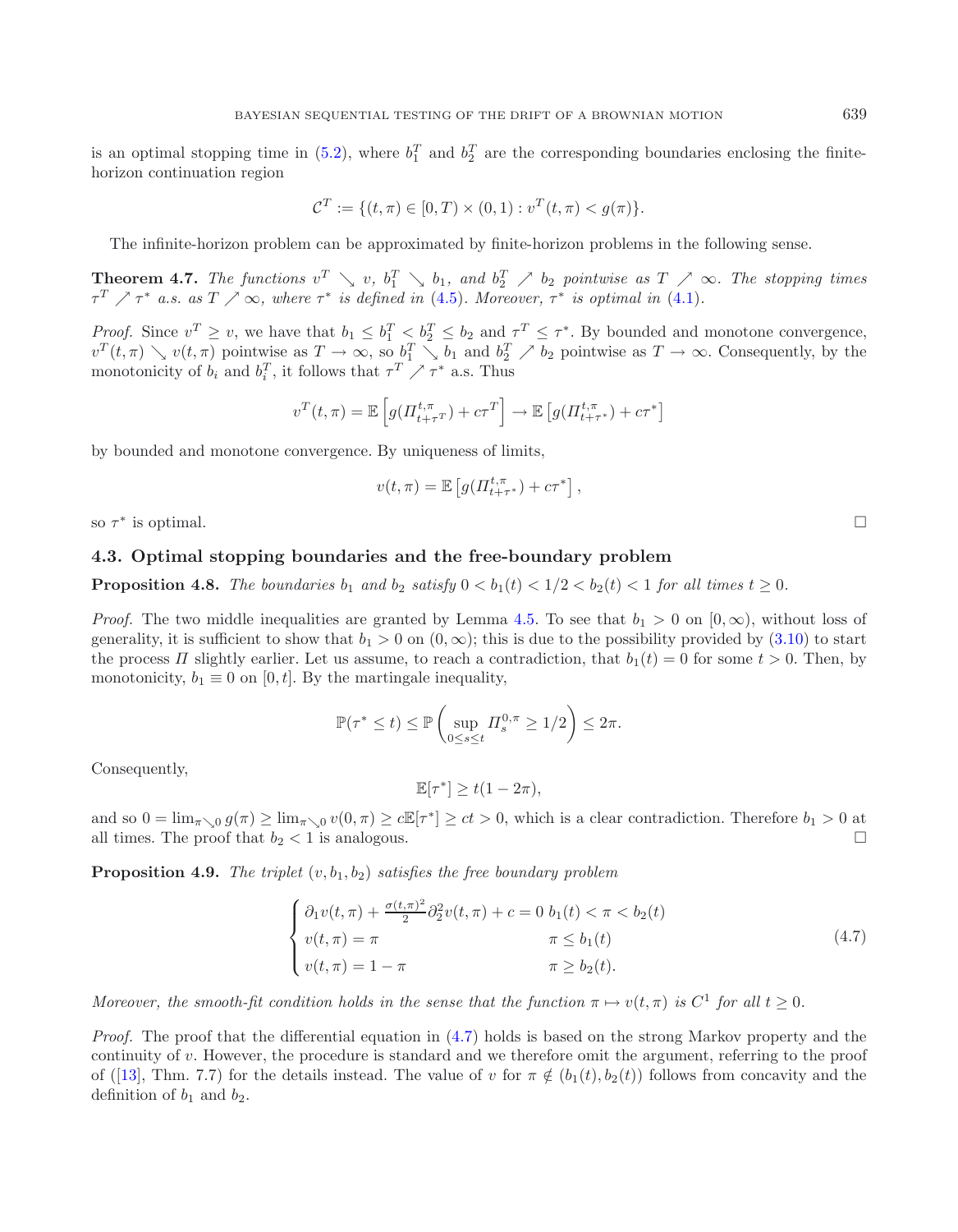is an optimal stopping time in (5.2), where $b_1^T$ and $b_2^T$ are the corresponding boundaries enclosing the finite-horizon continuation region

$$\mathcal{C}^T := \{(t,\pi) \in [0,T) \times (0,1) : v^T(t,\pi) < g(\pi)\}.$$

The infinite-horizon problem can be approximated by finite-horizon problems in the following sense.

**Theorem 4.7.** *The functions $v^T \searrow v$, $b_1^T \searrow b_1$, and $b_2^T \nearrow b_2$ pointwise as $T \nearrow \infty$. The stopping times $\tau^T \nearrow \tau^*$ a.s. as $T \nearrow \infty$, where $\tau^*$ is defined in (4.5). Moreover, $\tau^*$ is optimal in (4.1).*

*Proof.* Since $v^T \geq v$, we have that $b_1 \leq b_1^T < b_2^T \leq b_2$ and $\tau^T \leq \tau^*$. By bounded and monotone convergence, $v^T(t,\pi) \searrow v(t,\pi)$ pointwise as $T \to \infty$, so $b_1^T \searrow b_1$ and $b_2^T \nearrow b_2$ pointwise as $T \to \infty$. Consequently, by the monotonicity of $b_i$ and $b_i^T$, it follows that $\tau^T \nearrow \tau^*$ a.s. Thus

$$v^T(t,\pi) = \mathbb{E}\left[g(\Pi_{t+\tau^T}^{t,\pi}) + c\tau^T\right] \to \mathbb{E}\left[g(\Pi_{t+\tau^*}^{t,\pi}) + c\tau^*\right]$$

by bounded and monotone convergence. By uniqueness of limits,

$$v(t,\pi) = \mathbb{E}\left[g(\Pi_{t+\tau^*}^{t,\pi}) + c\tau^*\right],$$

so $\tau^*$ is optimal. □

### 4.3. Optimal stopping boundaries and the free-boundary problem

**Proposition 4.8.** *The boundaries $b_1$ and $b_2$ satisfy $0 < b_1(t) < 1/2 < b_2(t) < 1$ for all times $t \geq 0$.*

*Proof.* The two middle inequalities are granted by Lemma 4.5. To see that $b_1 > 0$ on $[0,\infty)$, without loss of generality, it is sufficient to show that $b_1 > 0$ on $(0,\infty)$; this is due to the possibility provided by (3.10) to start the process $\Pi$ slightly earlier. Let us assume, to reach a contradiction, that $b_1(t) = 0$ for some $t > 0$. Then, by monotonicity, $b_1 \equiv 0$ on $[0,t]$. By the martingale inequality,

$$\mathbb{P}(\tau^* \leq t) \leq \mathbb{P}\left(\sup_{0 \leq s \leq t} \Pi_s^{0,\pi} \geq 1/2\right) \leq 2\pi.$$

Consequently,

$$\mathbb{E}[\tau^*] \geq t(1-2\pi),$$

and so $0 = \lim_{\pi \searrow 0} g(\pi) \geq \lim_{\pi \searrow 0} v(0,\pi) \geq c\mathbb{E}[\tau^*] \geq ct > 0$, which is a clear contradiction. Therefore $b_1 > 0$ at all times. The proof that $b_2 < 1$ is analogous. □

**Proposition 4.9.** *The triplet $(v, b_1, b_2)$ satisfies the free boundary problem*

$$\begin{cases} \partial_1 v(t,\pi) + \frac{\sigma(t,\pi)^2}{2}\partial_2^2 v(t,\pi) + c = 0 & b_1(t) < \pi < b_2(t) \\ v(t,\pi) = \pi & \pi \leq b_1(t) \\ v(t,\pi) = 1-\pi & \pi \geq b_2(t). \end{cases} \tag{4.7}$$

*Moreover, the smooth-fit condition holds in the sense that the function $\pi \mapsto v(t,\pi)$ is $C^1$ for all $t \geq 0$.*

*Proof.* The proof that the differential equation in (4.7) holds is based on the strong Markov property and the continuity of $v$. However, the procedure is standard and we therefore omit the argument, referring to the proof of ([13], Thm. 7.7) for the details instead. The value of $v$ for $\pi \notin (b_1(t), b_2(t))$ follows from concavity and the definition of $b_1$ and $b_2$.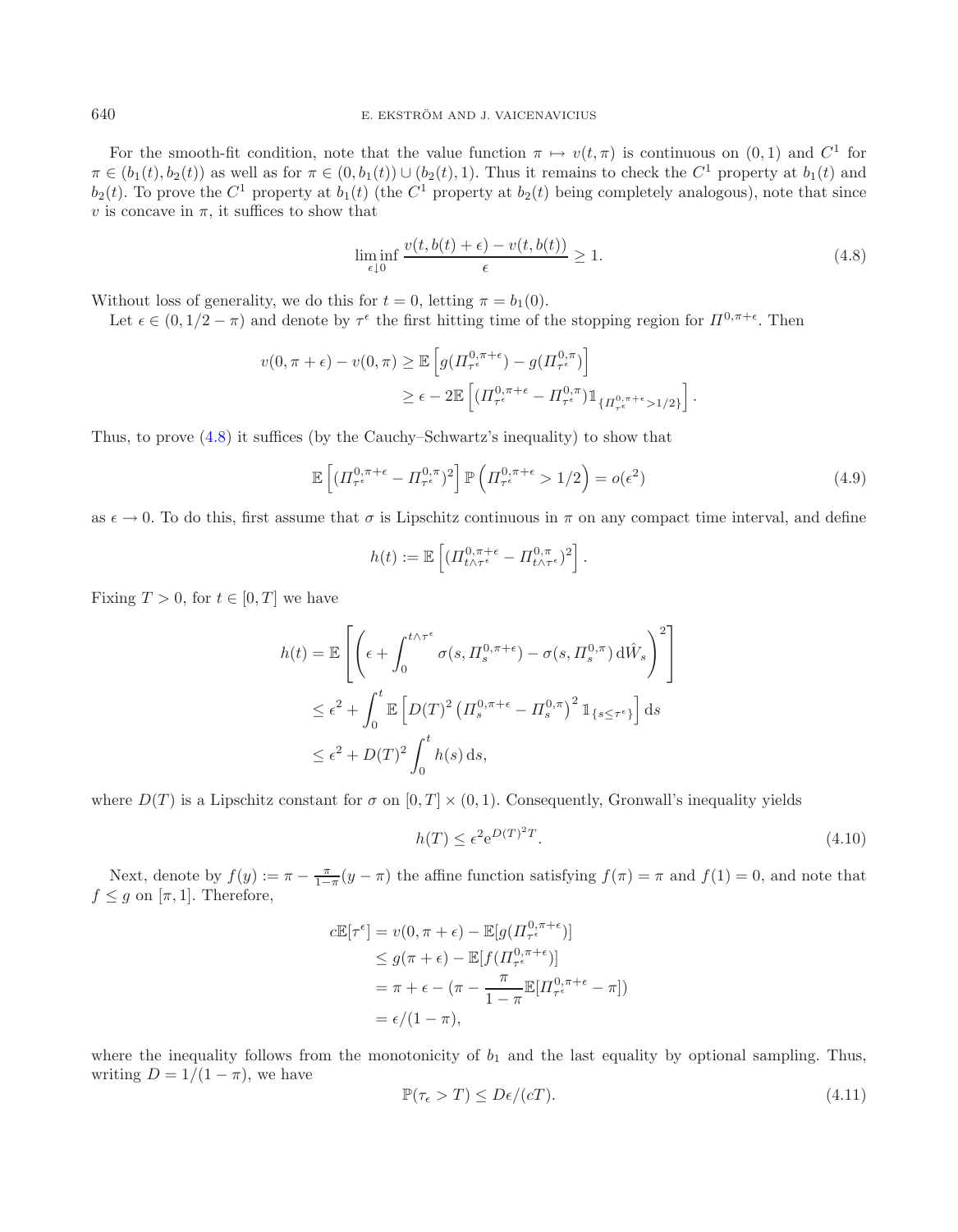For the smooth-fit condition, note that the value function $\pi \mapsto v(t,\pi)$ is continuous on $(0,1)$ and $C^1$ for $\pi \in (b_1(t), b_2(t))$ as well as for $\pi \in (0, b_1(t)) \cup (b_2(t), 1)$. Thus it remains to check the $C^1$ property at $b_1(t)$ and $b_2(t)$. To prove the $C^1$ property at $b_1(t)$ (the $C^1$ property at $b_2(t)$ being completely analogous), note that since $v$ is concave in $\pi$, it suffices to show that

$$\liminf_{\epsilon \downarrow 0} \frac{v(t, b(t)+\epsilon) - v(t, b(t))}{\epsilon} \geq 1. \tag{4.8}$$

Without loss of generality, we do this for $t = 0$, letting $\pi = b_1(0)$.

Let $\epsilon \in (0, 1/2 - \pi)$ and denote by $\tau^\epsilon$ the first hitting time of the stopping region for $\Pi^{0,\pi+\epsilon}$. Then

$$\begin{aligned}
v(0,\pi+\epsilon) - v(0,\pi) &\geq \mathbb{E}\left[ g(\Pi^{0,\pi+\epsilon}_{\tau^\epsilon}) - g(\Pi^{0,\pi}_{\tau^\epsilon}) \right] \\
&\geq \epsilon - 2\mathbb{E}\left[ (\Pi^{0,\pi+\epsilon}_{\tau^\epsilon} - \Pi^{0,\pi}_{\tau^\epsilon}) \mathbb{1}_{\{\Pi^{0,\pi+\epsilon}_{\tau^\epsilon} > 1/2\}} \right].
\end{aligned}$$

Thus, to prove (4.8) it suffices (by the Cauchy–Schwartz's inequality) to show that

$$\mathbb{E}\left[ (\Pi^{0,\pi+\epsilon}_{\tau^\epsilon} - \Pi^{0,\pi}_{\tau^\epsilon})^2 \right] \mathbb{P}\left( \Pi^{0,\pi+\epsilon}_{\tau^\epsilon} > 1/2 \right) = o(\epsilon^2) \tag{4.9}$$

as $\epsilon \to 0$. To do this, first assume that $\sigma$ is Lipschitz continuous in $\pi$ on any compact time interval, and define

$$h(t) := \mathbb{E}\left[ (\Pi^{0,\pi+\epsilon}_{t\wedge\tau^\epsilon} - \Pi^{0,\pi}_{t\wedge\tau^\epsilon})^2 \right].$$

Fixing $T > 0$, for $t \in [0,T]$ we have

$$\begin{aligned}
h(t) &= \mathbb{E}\left[ \left( \epsilon + \int_0^{t\wedge\tau^\epsilon} \sigma(s, \Pi^{0,\pi+\epsilon}_s) - \sigma(s, \Pi^{0,\pi}_s) \,\mathrm{d}\hat{W}_s \right)^2 \right] \\
&\leq \epsilon^2 + \int_0^t \mathbb{E}\left[ D(T)^2 \left( \Pi^{0,\pi+\epsilon}_s - \Pi^{0,\pi}_s \right)^2 \mathbb{1}_{\{s \leq \tau^\epsilon\}} \right] \mathrm{d}s \\
&\leq \epsilon^2 + D(T)^2 \int_0^t h(s)\,\mathrm{d}s,
\end{aligned}$$

where $D(T)$ is a Lipschitz constant for $\sigma$ on $[0,T] \times (0,1)$. Consequently, Gronwall's inequality yields

$$h(T) \leq \epsilon^2 \mathrm{e}^{D(T)^2 T}. \tag{4.10}$$

Next, denote by $f(y) := \pi - \frac{\pi}{1-\pi}(y - \pi)$ the affine function satisfying $f(\pi) = \pi$ and $f(1) = 0$, and note that $f \leq g$ on $[\pi, 1]$. Therefore,

$$\begin{aligned}
c\mathbb{E}[\tau^\epsilon] &= v(0,\pi+\epsilon) - \mathbb{E}[g(\Pi^{0,\pi+\epsilon}_{\tau^\epsilon})] \\
&\leq g(\pi+\epsilon) - \mathbb{E}[f(\Pi^{0,\pi+\epsilon}_{\tau^\epsilon})] \\
&= \pi + \epsilon - (\pi - \frac{\pi}{1-\pi}\mathbb{E}[\Pi^{0,\pi+\epsilon}_{\tau^\epsilon} - \pi]) \\
&= \epsilon/(1-\pi),
\end{aligned}$$

where the inequality follows from the monotonicity of $b_1$ and the last equality by optional sampling. Thus, writing $D = 1/(1-\pi)$, we have

$$\mathbb{P}(\tau_\epsilon > T) \leq D\epsilon/(cT). \tag{4.11}$$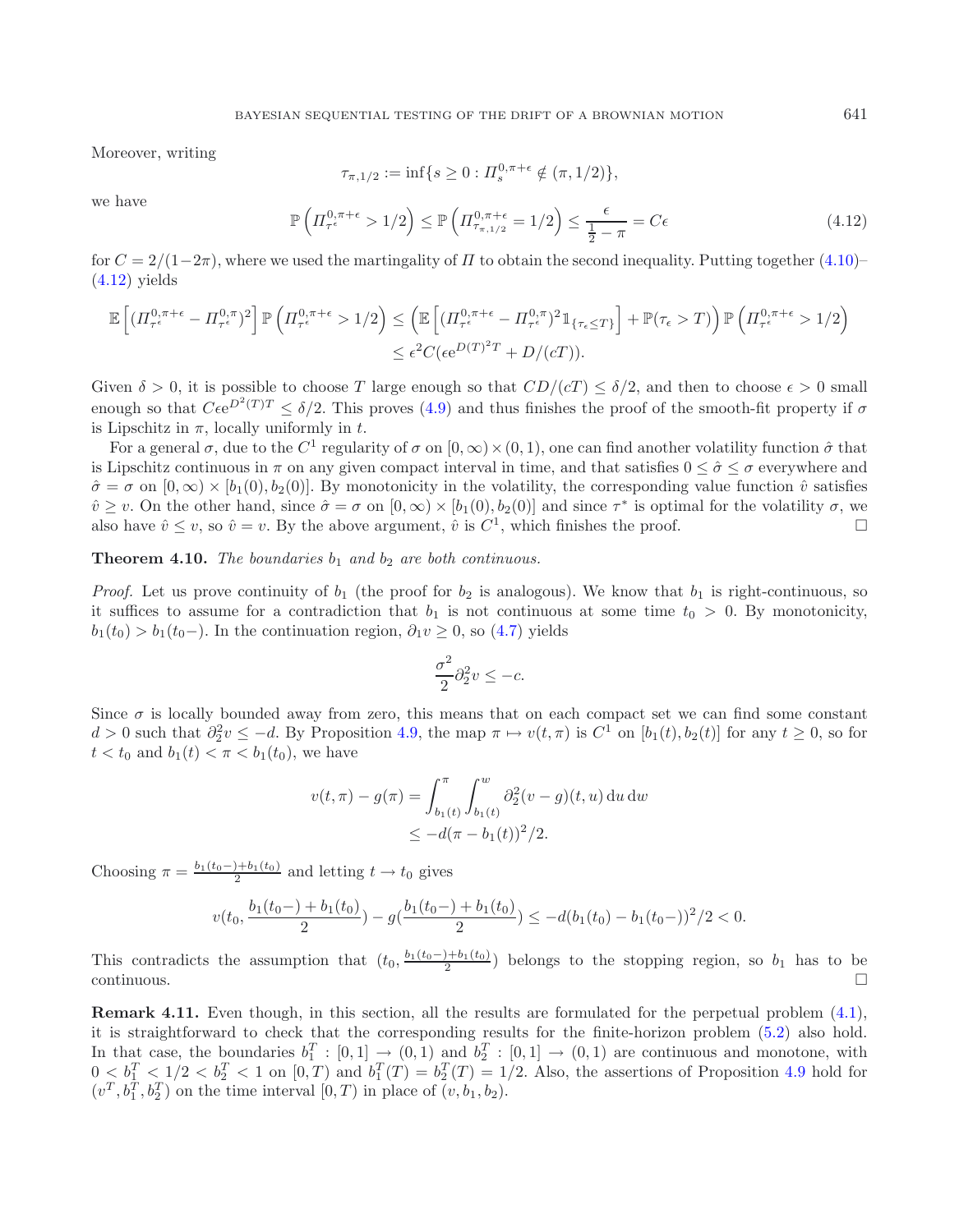Moreover, writing

$$\tau_{\pi,1/2} := \inf\{s \geq 0 : \Pi_s^{0,\pi+\epsilon} \notin (\pi, 1/2)\},$$

we have

$$\mathbb{P}\left(\Pi_{\tau^\epsilon}^{0,\pi+\epsilon} > 1/2\right) \leq \mathbb{P}\left(\Pi_{\tau_{\pi,1/2}}^{0,\pi+\epsilon} = 1/2\right) \leq \frac{\epsilon}{\frac{1}{2} - \pi} = C\epsilon \tag{4.12}$$

for $C = 2/(1-2\pi)$, where we used the martingality of $\Pi$ to obtain the second inequality. Putting together (4.10)–(4.12) yields

$$\begin{aligned}
\mathbb{E}\left[(\Pi_{\tau^\epsilon}^{0,\pi+\epsilon} - \Pi_{\tau^\epsilon}^{0,\pi})^2\right] \mathbb{P}\left(\Pi_{\tau^\epsilon}^{0,\pi+\epsilon} > 1/2\right) &\leq \left(\mathbb{E}\left[(\Pi_{\tau^\epsilon}^{0,\pi+\epsilon} - \Pi_{\tau^\epsilon}^{0,\pi})^2 \mathbb{1}_{\{\tau_\epsilon \leq T\}}\right] + \mathbb{P}(\tau_\epsilon > T)\right) \mathbb{P}\left(\Pi_{\tau^\epsilon}^{0,\pi+\epsilon} > 1/2\right) \\
&\leq \epsilon^2 C(\epsilon e^{D(T)^2 T} + D/(cT)).
\end{aligned}$$

Given $\delta > 0$, it is possible to choose $T$ large enough so that $CD/(cT) \leq \delta/2$, and then to choose $\epsilon > 0$ small enough so that $C\epsilon e^{D^2(T)T} \leq \delta/2$. This proves (4.9) and thus finishes the proof of the smooth-fit property if $\sigma$ is Lipschitz in $\pi$, locally uniformly in $t$.

For a general $\sigma$, due to the $C^1$ regularity of $\sigma$ on $[0,\infty) \times (0,1)$, one can find another volatility function $\hat{\sigma}$ that is Lipschitz continuous in $\pi$ on any given compact interval in time, and that satisfies $0 \leq \hat{\sigma} \leq \sigma$ everywhere and $\hat{\sigma} = \sigma$ on $[0,\infty) \times [b_1(0), b_2(0)]$. By monotonicity in the volatility, the corresponding value function $\hat{v}$ satisfies $\hat{v} \geq v$. On the other hand, since $\hat{\sigma} = \sigma$ on $[0,\infty) \times [b_1(0), b_2(0)]$ and since $\tau^*$ is optimal for the volatility $\sigma$, we also have $\hat{v} \leq v$, so $\hat{v} = v$. By the above argument, $\hat{v}$ is $C^1$, which finishes the proof. $\square$

**Theorem 4.10.** *The boundaries $b_1$ and $b_2$ are both continuous.*

*Proof.* Let us prove continuity of $b_1$ (the proof for $b_2$ is analogous). We know that $b_1$ is right-continuous, so it suffices to assume for a contradiction that $b_1$ is not continuous at some time $t_0 > 0$. By monotonicity, $b_1(t_0) > b_1(t_0-)$. In the continuation region, $\partial_1 v \geq 0$, so (4.7) yields

$$\frac{\sigma^2}{2}\partial_2^2 v \leq -c.$$

Since $\sigma$ is locally bounded away from zero, this means that on each compact set we can find some constant $d > 0$ such that $\partial_2^2 v \leq -d$. By Proposition 4.9, the map $\pi \mapsto v(t,\pi)$ is $C^1$ on $[b_1(t), b_2(t)]$ for any $t \geq 0$, so for $t < t_0$ and $b_1(t) < \pi < b_1(t_0)$, we have

$$\begin{aligned}
v(t,\pi) - g(\pi) &= \int_{b_1(t)}^{\pi} \int_{b_1(t)}^{w} \partial_2^2(v-g)(t,u)\,\mathrm{d}u\,\mathrm{d}w \\
&\leq -d(\pi - b_1(t))^2/2.
\end{aligned}$$

Choosing $\pi = \frac{b_1(t_0-)+b_1(t_0)}{2}$ and letting $t \to t_0$ gives

$$v(t_0, \frac{b_1(t_0-)+b_1(t_0)}{2}) - g(\frac{b_1(t_0-)+b_1(t_0)}{2}) \leq -d(b_1(t_0) - b_1(t_0-))^2/2 < 0.$$

This contradicts the assumption that $(t_0, \frac{b_1(t_0-)+b_1(t_0)}{2})$ belongs to the stopping region, so $b_1$ has to be continuous. $\square$

**Remark 4.11.** Even though, in this section, all the results are formulated for the perpetual problem (4.1), it is straightforward to check that the corresponding results for the finite-horizon problem (5.2) also hold. In that case, the boundaries $b_1^T : [0,1] \to (0,1)$ and $b_2^T : [0,1] \to (0,1)$ are continuous and monotone, with $0 < b_1^T < 1/2 < b_2^T < 1$ on $[0,T)$ and $b_1^T(T) = b_2^T(T) = 1/2$. Also, the assertions of Proposition 4.9 hold for $(v^T, b_1^T, b_2^T)$ on the time interval $[0,T)$ in place of $(v, b_1, b_2)$.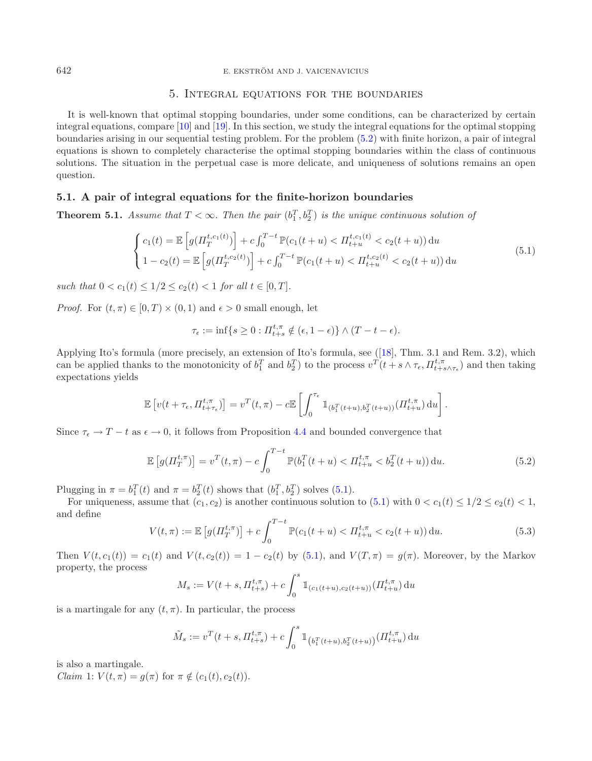## 5. Integral equations for the boundaries

It is well-known that optimal stopping boundaries, under some conditions, can be characterized by certain integral equations, compare [10] and [19]. In this section, we study the integral equations for the optimal stopping boundaries arising in our sequential testing problem. For the problem (5.2) with finite horizon, a pair of integral equations is shown to completely characterise the optimal stopping boundaries within the class of continuous solutions. The situation in the perpetual case is more delicate, and uniqueness of solutions remains an open question.

### 5.1. A pair of integral equations for the finite-horizon boundaries

**Theorem 5.1.** *Assume that $T < \infty$. Then the pair $(b_1^T, b_2^T)$ is the unique continuous solution of*

$$\begin{cases} c_1(t) = \mathbb{E}\left[g(\Pi_T^{t,c_1(t)})\right] + c\int_0^{T-t} \mathbb{P}(c_1(t+u) < \Pi_{t+u}^{t,c_1(t)} < c_2(t+u))\,\mathrm{d}u \\ 1 - c_2(t) = \mathbb{E}\left[g(\Pi_T^{t,c_2(t)})\right] + c\int_0^{T-t} \mathbb{P}(c_1(t+u) < \Pi_{t+u}^{t,c_2(t)} < c_2(t+u))\,\mathrm{d}u \end{cases} \tag{5.1}$$

*such that $0 < c_1(t) \leq 1/2 \leq c_2(t) < 1$ for all $t \in [0, T]$.*

*Proof.* For $(t, \pi) \in [0, T) \times (0, 1)$ and $\epsilon > 0$ small enough, let

$$\tau_\epsilon := \inf\{s \geq 0 : \Pi_{t+s}^{t,\pi} \notin (\epsilon, 1-\epsilon)\} \wedge (T - t - \epsilon).$$

Applying Ito's formula (more precisely, an extension of Ito's formula, see ([18], Thm. 3.1 and Rem. 3.2), which can be applied thanks to the monotonicity of $b_1^T$ and $b_2^T$) to the process $v^T(t + s \wedge \tau_\epsilon, \Pi_{t+s\wedge\tau_\epsilon}^{t,\pi})$ and then taking expectations yields

$$\mathbb{E}\left[v(t+\tau_\epsilon, \Pi_{t+\tau_\epsilon}^{t,\pi})\right] = v^T(t,\pi) - c\mathbb{E}\left[\int_0^{\tau_\epsilon} \mathbb{1}_{(b_1^T(t+u), b_2^T(t+u))}(\Pi_{t+u}^{t,\pi})\,\mathrm{d}u\right].$$

Since $\tau_\epsilon \to T - t$ as $\epsilon \to 0$, it follows from Proposition 4.4 and bounded convergence that

$$\mathbb{E}\left[g(\Pi_T^{t,\pi})\right] = v^T(t,\pi) - c\int_0^{T-t} \mathbb{P}(b_1^T(t+u) < \Pi_{t+u}^{t,\pi} < b_2^T(t+u))\,\mathrm{d}u. \tag{5.2}$$

Plugging in $\pi = b_1^T(t)$ and $\pi = b_2^T(t)$ shows that $(b_1^T, b_2^T)$ solves (5.1).

For uniqueness, assume that $(c_1, c_2)$ is another continuous solution to (5.1) with $0 < c_1(t) \leq 1/2 \leq c_2(t) < 1$, and define

$$V(t,\pi) := \mathbb{E}\left[g(\Pi_T^{t,\pi})\right] + c\int_0^{T-t} \mathbb{P}(c_1(t+u) < \Pi_{t+u}^{t,\pi} < c_2(t+u))\,\mathrm{d}u. \tag{5.3}$$

Then $V(t, c_1(t)) = c_1(t)$ and $V(t, c_2(t)) = 1 - c_2(t)$ by (5.1), and $V(T, \pi) = g(\pi)$. Moreover, by the Markov property, the process

$$M_s := V(t+s, \Pi_{t+s}^{t,\pi}) + c\int_0^s \mathbb{1}_{(c_1(t+u), c_2(t+u))}(\Pi_{t+u}^{t,\pi})\,\mathrm{d}u$$

is a martingale for any $(t, \pi)$. In particular, the process

$$\tilde{M}_s := v^T(t+s, \Pi_{t+s}^{t,\pi}) + c\int_0^s \mathbb{1}_{\left(b_1^T(t+u), b_2^T(t+u)\right)}(\Pi_{t+u}^{t,\pi})\,\mathrm{d}u$$

is also a martingale.

*Claim* 1: $V(t,\pi) = g(\pi)$ for $\pi \notin (c_1(t), c_2(t))$.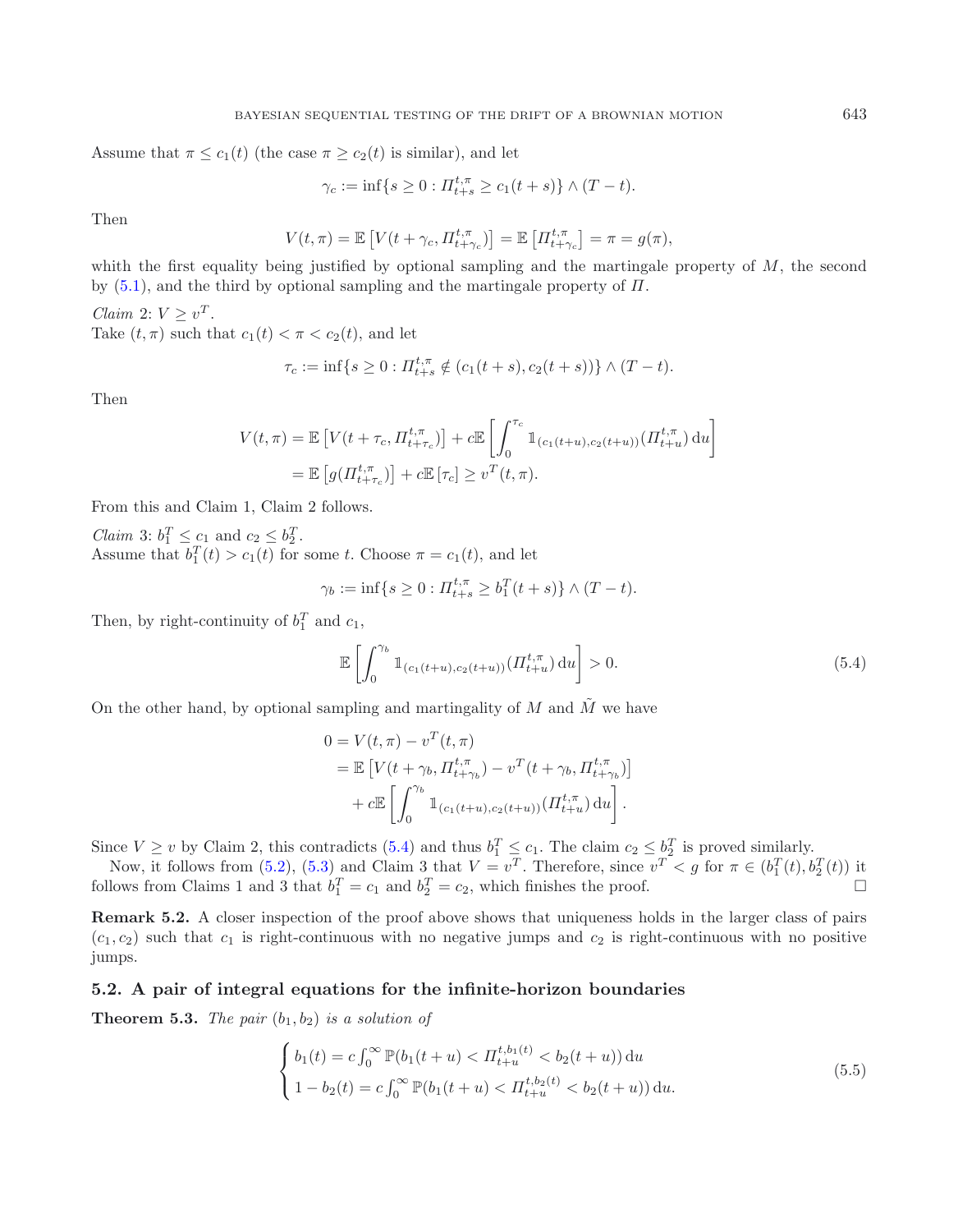Assume that $\pi \le c_1(t)$ (the case $\pi \ge c_2(t)$ is similar), and let

$$\gamma_c := \inf\{s \ge 0 : \Pi^{t,\pi}_{t+s} \ge c_1(t+s)\} \wedge (T-t).$$

Then

$$V(t,\pi) = \mathbb{E}\left[V(t+\gamma_c, \Pi^{t,\pi}_{t+\gamma_c})\right] = \mathbb{E}\left[\Pi^{t,\pi}_{t+\gamma_c}\right] = \pi = g(\pi),$$

whith the first equality being justified by optional sampling and the martingale property of $M$, the second by (5.1), and the third by optional sampling and the martingale property of $\Pi$.

*Claim* 2: $V \ge v^T$.
Take $(t,\pi)$ such that $c_1(t) < \pi < c_2(t)$, and let

$$\tau_c := \inf\{s \ge 0 : \Pi^{t,\pi}_{t+s} \notin (c_1(t+s), c_2(t+s))\} \wedge (T-t).$$

Then

$$\begin{aligned}
V(t,\pi) &= \mathbb{E}\left[V(t+\tau_c, \Pi^{t,\pi}_{t+\tau_c})\right] + c\mathbb{E}\left[\int_0^{\tau_c} \mathbb{1}_{(c_1(t+u),c_2(t+u))}(\Pi^{t,\pi}_{t+u})\,\mathrm{d}u\right] \\
&= \mathbb{E}\left[g(\Pi^{t,\pi}_{t+\tau_c})\right] + c\mathbb{E}\left[\tau_c\right] \ge v^T(t,\pi).
\end{aligned}$$

From this and Claim 1, Claim 2 follows.

*Claim* 3: $b_1^T \le c_1$ and $c_2 \le b_2^T$.
Assume that $b_1^T(t) > c_1(t)$ for some $t$. Choose $\pi = c_1(t)$, and let

$$\gamma_b := \inf\{s \ge 0 : \Pi^{t,\pi}_{t+s} \ge b_1^T(t+s)\} \wedge (T-t).$$

Then, by right-continuity of $b_1^T$ and $c_1$,

$$\mathbb{E}\left[\int_0^{\gamma_b} \mathbb{1}_{(c_1(t+u),c_2(t+u))}(\Pi^{t,\pi}_{t+u})\,\mathrm{d}u\right] > 0. \tag{5.4}$$

On the other hand, by optional sampling and martingality of $M$ and $\tilde{M}$ we have

$$\begin{aligned}
0 &= V(t,\pi) - v^T(t,\pi) \\
&= \mathbb{E}\left[V(t+\gamma_b, \Pi^{t,\pi}_{t+\gamma_b}) - v^T(t+\gamma_b, \Pi^{t,\pi}_{t+\gamma_b})\right] \\
&\quad + c\mathbb{E}\left[\int_0^{\gamma_b} \mathbb{1}_{(c_1(t+u),c_2(t+u))}(\Pi^{t,\pi}_{t+u})\,\mathrm{d}u\right].
\end{aligned}$$

Since $V \ge v$ by Claim 2, this contradicts (5.4) and thus $b_1^T \le c_1$. The claim $c_2 \le b_2^T$ is proved similarly.

Now, it follows from (5.2), (5.3) and Claim 3 that $V = v^T$. Therefore, since $v^T < g$ for $\pi \in (b_1^T(t), b_2^T(t))$ it follows from Claims 1 and 3 that $b_1^T = c_1$ and $b_2^T = c_2$, which finishes the proof. □

**Remark 5.2.** A closer inspection of the proof above shows that uniqueness holds in the larger class of pairs $(c_1, c_2)$ such that $c_1$ is right-continuous with no negative jumps and $c_2$ is right-continuous with no positive jumps.

### 5.2. A pair of integral equations for the infinite-horizon boundaries

**Theorem 5.3.** *The pair* $(b_1, b_2)$ *is a solution of*

$$\begin{cases} b_1(t) = c\int_0^\infty \mathbb{P}(b_1(t+u) < \Pi^{t,b_1(t)}_{t+u} < b_2(t+u))\,\mathrm{d}u \\ 1 - b_2(t) = c\int_0^\infty \mathbb{P}(b_1(t+u) < \Pi^{t,b_2(t)}_{t+u} < b_2(t+u))\,\mathrm{d}u. \end{cases} \tag{5.5}$$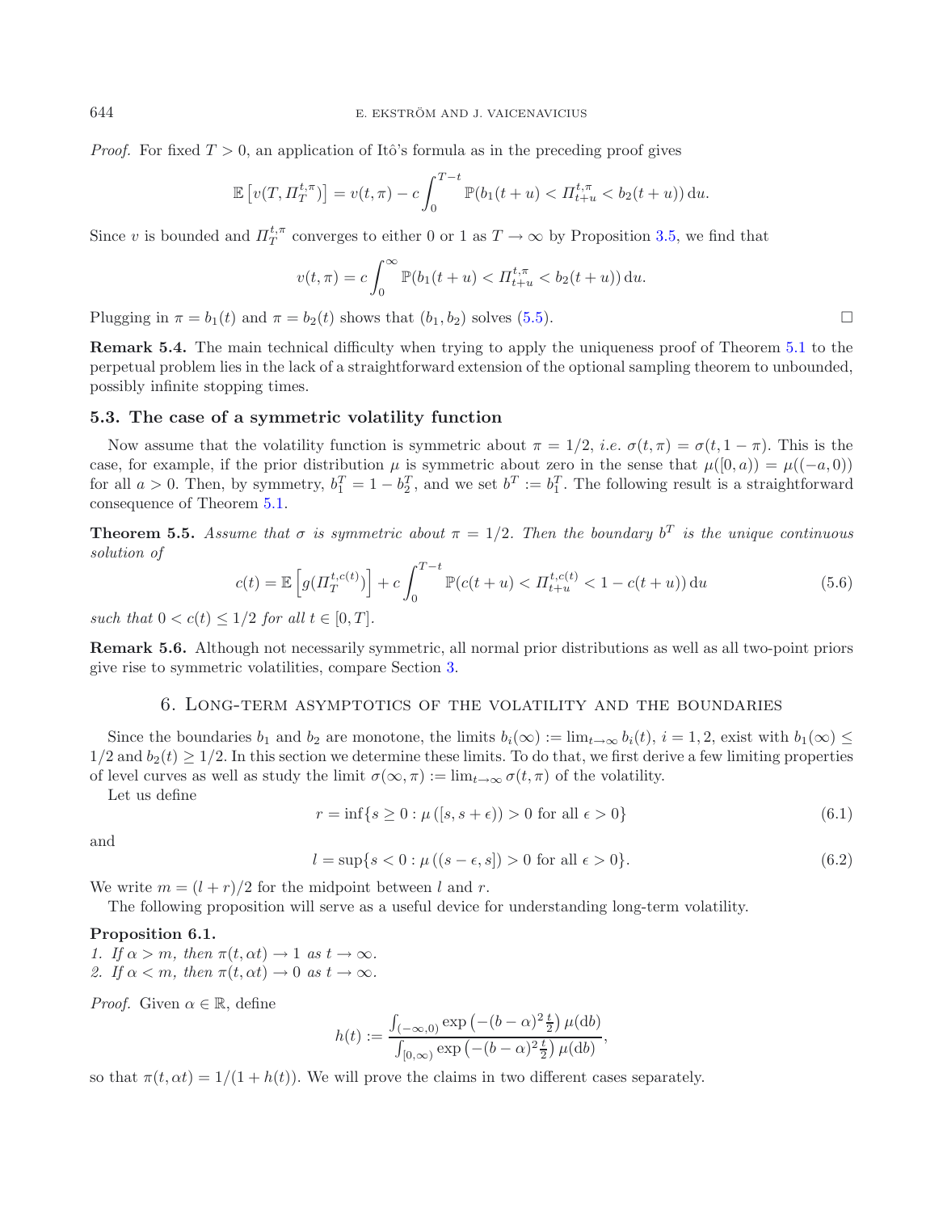*Proof.* For fixed $T > 0$, an application of Itô's formula as in the preceding proof gives

$$\mathbb{E}\left[v(T, \Pi_T^{t,\pi})\right] = v(t,\pi) - c\int_0^{T-t} \mathbb{P}(b_1(t+u) < \Pi_{t+u}^{t,\pi} < b_2(t+u))\,\mathrm{d}u.$$

Since $v$ is bounded and $\Pi_T^{t,\pi}$ converges to either 0 or 1 as $T \to \infty$ by Proposition 3.5, we find that

$$v(t,\pi) = c\int_0^{\infty} \mathbb{P}(b_1(t+u) < \Pi_{t+u}^{t,\pi} < b_2(t+u))\,\mathrm{d}u.$$

Plugging in $\pi = b_1(t)$ and $\pi = b_2(t)$ shows that $(b_1, b_2)$ solves (5.5). □

**Remark 5.4.** The main technical difficulty when trying to apply the uniqueness proof of Theorem 5.1 to the perpetual problem lies in the lack of a straightforward extension of the optional sampling theorem to unbounded, possibly infinite stopping times.

### 5.3. The case of a symmetric volatility function

Now assume that the volatility function is symmetric about $\pi = 1/2$, *i.e.* $\sigma(t,\pi) = \sigma(t, 1-\pi)$. This is the case, for example, if the prior distribution $\mu$ is symmetric about zero in the sense that $\mu([0,a)) = \mu((-a,0))$ for all $a > 0$. Then, by symmetry, $b_1^T = 1 - b_2^T$, and we set $b^T := b_1^T$. The following result is a straightforward consequence of Theorem 5.1.

**Theorem 5.5.** *Assume that $\sigma$ is symmetric about $\pi = 1/2$. Then the boundary $b^T$ is the unique continuous solution of*

$$c(t) = \mathbb{E}\left[g(\Pi_T^{t,c(t)})\right] + c\int_0^{T-t} \mathbb{P}(c(t+u) < \Pi_{t+u}^{t,c(t)} < 1 - c(t+u))\,\mathrm{d}u \tag{5.6}$$

*such that $0 < c(t) \leq 1/2$ for all $t \in [0,T]$.*

**Remark 5.6.** Although not necessarily symmetric, all normal prior distributions as well as all two-point priors give rise to symmetric volatilities, compare Section 3.

## 6. Long-term asymptotics of the volatility and the boundaries

Since the boundaries $b_1$ and $b_2$ are monotone, the limits $b_i(\infty) := \lim_{t\to\infty} b_i(t)$, $i = 1, 2$, exist with $b_1(\infty) \leq 1/2$ and $b_2(t) \geq 1/2$. In this section we determine these limits. To do that, we first derive a few limiting properties of level curves as well as study the limit $\sigma(\infty,\pi) := \lim_{t\to\infty} \sigma(t,\pi)$ of the volatility.

Let us define

$$r = \inf\{s \geq 0 : \mu([s, s+\epsilon)) > 0 \text{ for all } \epsilon > 0\} \tag{6.1}$$

and

$$l = \sup\{s < 0 : \mu((s-\epsilon, s]) > 0 \text{ for all } \epsilon > 0\}. \tag{6.2}$$

We write $m = (l+r)/2$ for the midpoint between $l$ and $r$.

The following proposition will serve as a useful device for understanding long-term volatility.

**Proposition 6.1.**
1. *If $\alpha > m$, then $\pi(t, \alpha t) \to 1$ as $t \to \infty$.*
2. *If $\alpha < m$, then $\pi(t, \alpha t) \to 0$ as $t \to \infty$.*

*Proof.* Given $\alpha \in \mathbb{R}$, define

$$h(t) := \frac{\int_{(-\infty,0)} \exp\left(-(b-\alpha)^2 \frac{t}{2}\right)\mu(\mathrm{d}b)}{\int_{[0,\infty)} \exp\left(-(b-\alpha)^2 \frac{t}{2}\right)\mu(\mathrm{d}b)},$$

so that $\pi(t, \alpha t) = 1/(1 + h(t))$. We will prove the claims in two different cases separately.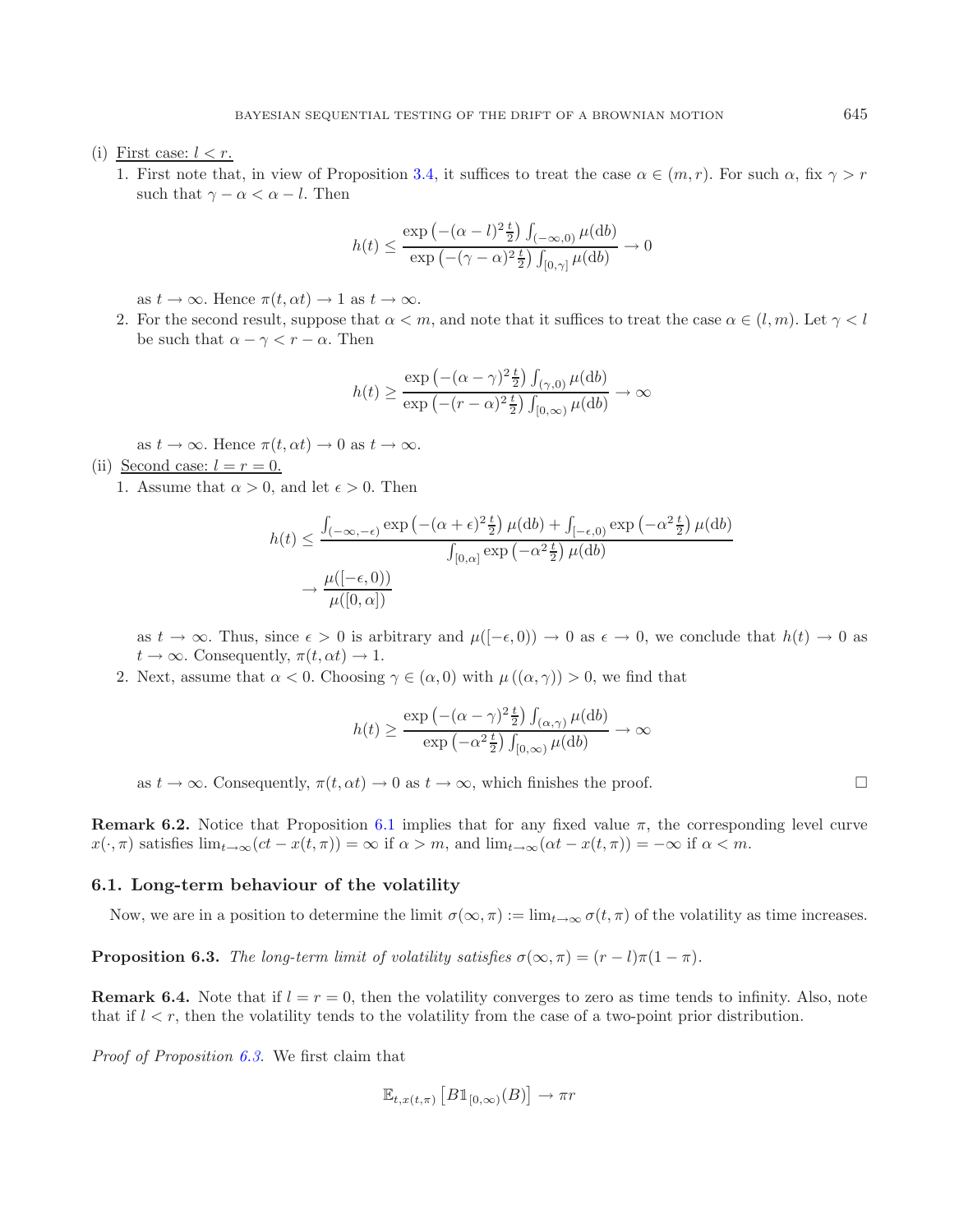(i) First case: $l < r$.

1. First note that, in view of Proposition 3.4, it suffices to treat the case $\alpha \in (m, r)$. For such $\alpha$, fix $\gamma > r$ such that $\gamma - \alpha < \alpha - l$. Then

$$h(t) \leq \frac{\exp\left(-(\alpha - l)^2 \frac{t}{2}\right) \int_{(-\infty,0)} \mu(\mathrm{d}b)}{\exp\left(-(\gamma - \alpha)^2 \frac{t}{2}\right) \int_{[0,\gamma]} \mu(\mathrm{d}b)} \to 0$$

as $t \to \infty$. Hence $\pi(t, \alpha t) \to 1$ as $t \to \infty$.

2. For the second result, suppose that $\alpha < m$, and note that it suffices to treat the case $\alpha \in (l, m)$. Let $\gamma < l$ be such that $\alpha - \gamma < r - \alpha$. Then

$$h(t) \geq \frac{\exp\left(-(\alpha - \gamma)^2 \frac{t}{2}\right) \int_{(\gamma,0)} \mu(\mathrm{d}b)}{\exp\left(-(r - \alpha)^2 \frac{t}{2}\right) \int_{[0,\infty)} \mu(\mathrm{d}b)} \to \infty$$

as $t \to \infty$. Hence $\pi(t, \alpha t) \to 0$ as $t \to \infty$.

(ii) Second case: $l = r = 0$.

1. Assume that $\alpha > 0$, and let $\epsilon > 0$. Then

$$\begin{aligned} h(t) &\leq \frac{\int_{(-\infty,-\epsilon)} \exp\left(-(\alpha + \epsilon)^2 \frac{t}{2}\right) \mu(\mathrm{d}b) + \int_{[-\epsilon,0)} \exp\left(-\alpha^2 \frac{t}{2}\right) \mu(\mathrm{d}b)}{\int_{[0,\alpha]} \exp\left(-\alpha^2 \frac{t}{2}\right) \mu(\mathrm{d}b)} \\ &\to \frac{\mu([-\epsilon, 0))}{\mu([0, \alpha])} \end{aligned}$$

as $t \to \infty$. Thus, since $\epsilon > 0$ is arbitrary and $\mu([-\epsilon, 0)) \to 0$ as $\epsilon \to 0$, we conclude that $h(t) \to 0$ as $t \to \infty$. Consequently, $\pi(t, \alpha t) \to 1$.

2. Next, assume that $\alpha < 0$. Choosing $\gamma \in (\alpha, 0)$ with $\mu((\alpha, \gamma)) > 0$, we find that

$$h(t) \geq \frac{\exp\left(-(\alpha - \gamma)^2 \frac{t}{2}\right) \int_{(\alpha,\gamma)} \mu(\mathrm{d}b)}{\exp\left(-\alpha^2 \frac{t}{2}\right) \int_{[0,\infty)} \mu(\mathrm{d}b)} \to \infty$$

as $t \to \infty$. Consequently, $\pi(t, \alpha t) \to 0$ as $t \to \infty$, which finishes the proof. $\square$

**Remark 6.2.** Notice that Proposition 6.1 implies that for any fixed value $\pi$, the corresponding level curve $x(\cdot, \pi)$ satisfies $\lim_{t\to\infty}(ct - x(t, \pi)) = \infty$ if $\alpha > m$, and $\lim_{t\to\infty}(\alpha t - x(t, \pi)) = -\infty$ if $\alpha < m$.

### 6.1. Long-term behaviour of the volatility

Now, we are in a position to determine the limit $\sigma(\infty, \pi) := \lim_{t\to\infty} \sigma(t, \pi)$ of the volatility as time increases.

**Proposition 6.3.** *The long-term limit of volatility satisfies* $\sigma(\infty, \pi) = (r - l)\pi(1 - \pi)$.

**Remark 6.4.** Note that if $l = r = 0$, then the volatility converges to zero as time tends to infinity. Also, note that if $l < r$, then the volatility tends to the volatility from the case of a two-point prior distribution.

*Proof of Proposition 6.3.* We first claim that

$$\mathbb{E}_{t,x(t,\pi)}\left[B \mathbb{1}_{[0,\infty)}(B)\right] \to \pi r$$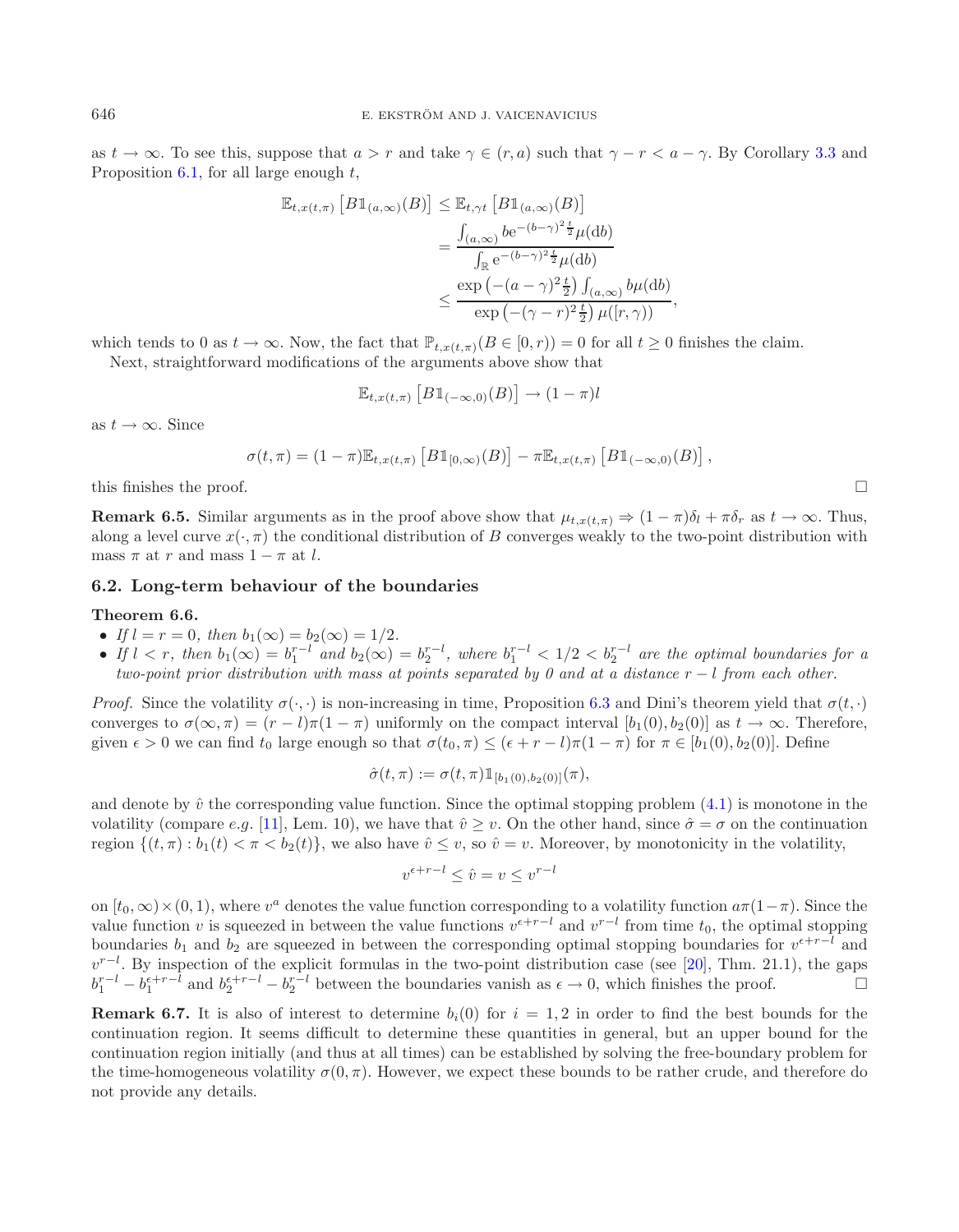as $t \to \infty$. To see this, suppose that $a > r$ and take $\gamma \in (r, a)$ such that $\gamma - r < a - \gamma$. By Corollary 3.3 and Proposition 6.1, for all large enough $t$,

$$
\begin{aligned}
\mathbb{E}_{t,x(t,\pi)}\left[B\mathbb{1}_{(a,\infty)}(B)\right] &\leq \mathbb{E}_{t,\gamma t}\left[B\mathbb{1}_{(a,\infty)}(B)\right] \\
&= \frac{\int_{(a,\infty)} b\mathrm{e}^{-(b-\gamma)^2\frac{t}{2}}\mu(\mathrm{d}b)}{\int_{\mathbb{R}} \mathrm{e}^{-(b-\gamma)^2\frac{t}{2}}\mu(\mathrm{d}b)} \\
&\leq \frac{\exp\left(-(a-\gamma)^2\frac{t}{2}\right)\int_{(a,\infty)} b\mu(\mathrm{d}b)}{\exp\left(-(\gamma-r)^2\frac{t}{2}\right)\mu([r,\gamma))},
\end{aligned}
$$

which tends to 0 as $t \to \infty$. Now, the fact that $\mathbb{P}_{t,x(t,\pi)}(B \in [0, r)) = 0$ for all $t \geq 0$ finishes the claim.

Next, straightforward modifications of the arguments above show that

$$
\mathbb{E}_{t,x(t,\pi)}\left[B\mathbb{1}_{(-\infty,0)}(B)\right] \to (1-\pi)l
$$

as $t \to \infty$. Since

$$
\sigma(t,\pi) = (1-\pi)\mathbb{E}_{t,x(t,\pi)}\left[B\mathbb{1}_{[0,\infty)}(B)\right] - \pi\mathbb{E}_{t,x(t,\pi)}\left[B\mathbb{1}_{(-\infty,0)}(B)\right],
$$

this finishes the proof. □

**Remark 6.5.** Similar arguments as in the proof above show that $\mu_{t,x(t,\pi)} \Rightarrow (1-\pi)\delta_l + \pi\delta_r$ as $t \to \infty$. Thus, along a level curve $x(\cdot, \pi)$ the conditional distribution of $B$ converges weakly to the two-point distribution with mass $\pi$ at $r$ and mass $1 - \pi$ at $l$.

### 6.2. Long-term behaviour of the boundaries

**Theorem 6.6.**

- *If $l = r = 0$, then $b_1(\infty) = b_2(\infty) = 1/2$.*
- *If $l < r$, then $b_1(\infty) = b_1^{r-l}$ and $b_2(\infty) = b_2^{r-l}$, where $b_1^{r-l} < 1/2 < b_2^{r-l}$ are the optimal boundaries for a two-point prior distribution with mass at points separated by 0 and at a distance $r - l$ from each other.*

*Proof.* Since the volatility $\sigma(\cdot, \cdot)$ is non-increasing in time, Proposition 6.3 and Dini's theorem yield that $\sigma(t, \cdot)$ converges to $\sigma(\infty, \pi) = (r - l)\pi(1 - \pi)$ uniformly on the compact interval $[b_1(0), b_2(0)]$ as $t \to \infty$. Therefore, given $\epsilon > 0$ we can find $t_0$ large enough so that $\sigma(t_0, \pi) \leq (\epsilon + r - l)\pi(1 - \pi)$ for $\pi \in [b_1(0), b_2(0)]$. Define

$$
\hat{\sigma}(t,\pi) := \sigma(t,\pi)\mathbb{1}_{[b_1(0),b_2(0)]}(\pi),
$$

and denote by $\hat{v}$ the corresponding value function. Since the optimal stopping problem (4.1) is monotone in the volatility (compare *e.g.* [11], Lem. 10), we have that $\hat{v} \geq v$. On the other hand, since $\hat{\sigma} = \sigma$ on the continuation region $\{(t, \pi) : b_1(t) < \pi < b_2(t)\}$, we also have $\hat{v} \leq v$, so $\hat{v} = v$. Moreover, by monotonicity in the volatility,

$$
v^{\epsilon+r-l} \leq \hat{v} = v \leq v^{r-l}
$$

on $[t_0, \infty) \times (0, 1)$, where $v^a$ denotes the value function corresponding to a volatility function $a\pi(1-\pi)$. Since the value function $v$ is squeezed in between the value functions $v^{\epsilon+r-l}$ and $v^{r-l}$ from time $t_0$, the optimal stopping boundaries $b_1$ and $b_2$ are squeezed in between the corresponding optimal stopping boundaries for $v^{\epsilon+r-l}$ and $v^{r-l}$. By inspection of the explicit formulas in the two-point distribution case (see [20], Thm. 21.1), the gaps $b_1^{r-l} - b_1^{\epsilon+r-l}$ and $b_2^{\epsilon+r-l} - b_2^{r-l}$ between the boundaries vanish as $\epsilon \to 0$, which finishes the proof. □

**Remark 6.7.** It is also of interest to determine $b_i(0)$ for $i = 1, 2$ in order to find the best bounds for the continuation region. It seems difficult to determine these quantities in general, but an upper bound for the continuation region initially (and thus at all times) can be established by solving the free-boundary problem for the time-homogeneous volatility $\sigma(0, \pi)$. However, we expect these bounds to be rather crude, and therefore do not provide any details.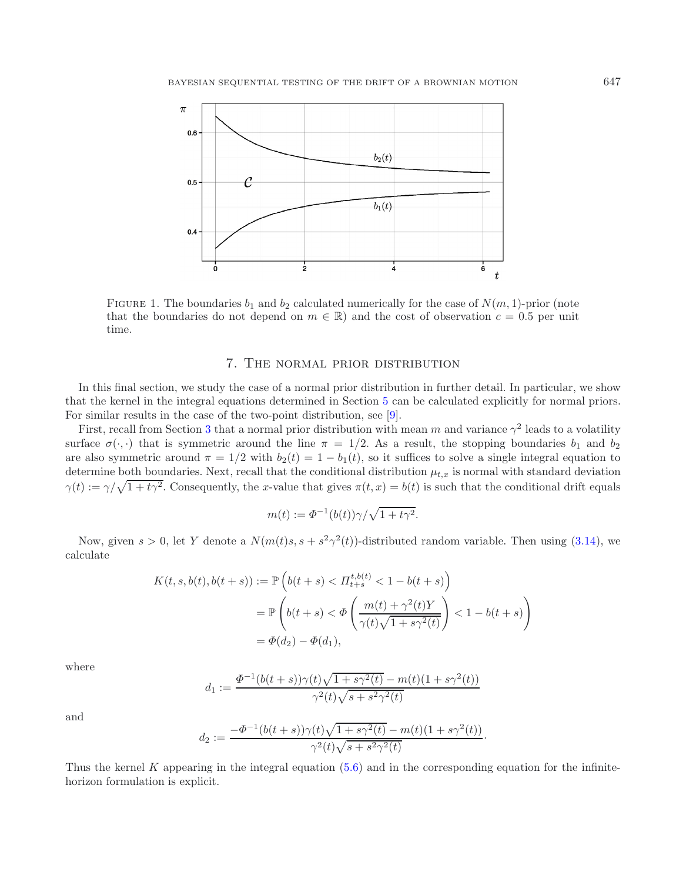FIGURE 1. The boundaries $b_1$ and $b_2$ calculated numerically for the case of $N(m,1)$-prior (note that the boundaries do not depend on $m \in \mathbb{R}$) and the cost of observation $c = 0.5$ per unit time.

## 7. The normal prior distribution

In this final section, we study the case of a normal prior distribution in further detail. In particular, we show that the kernel in the integral equations determined in Section 5 can be calculated explicitly for normal priors. For similar results in the case of the two-point distribution, see [9].

First, recall from Section 3 that a normal prior distribution with mean $m$ and variance $\gamma^2$ leads to a volatility surface $\sigma(\cdot,\cdot)$ that is symmetric around the line $\pi = 1/2$. As a result, the stopping boundaries $b_1$ and $b_2$ are also symmetric around $\pi = 1/2$ with $b_2(t) = 1 - b_1(t)$, so it suffices to solve a single integral equation to determine both boundaries. Next, recall that the conditional distribution $\mu_{t,x}$ is normal with standard deviation $\gamma(t) := \gamma/\sqrt{1+t\gamma^2}$. Consequently, the $x$-value that gives $\pi(t,x) = b(t)$ is such that the conditional drift equals

$$m(t) := \Phi^{-1}(b(t))\gamma/\sqrt{1+t\gamma^2}.$$

Now, given $s > 0$, let $Y$ denote a $N(m(t)s, s + s^2\gamma^2(t))$-distributed random variable. Then using (3.14), we calculate

$$\begin{aligned}
K(t,s,b(t),b(t+s)) &:= \mathbb{P}\left(b(t+s) < \Pi^{t,b(t)}_{t+s} < 1 - b(t+s)\right) \\
&= \mathbb{P}\left(b(t+s) < \Phi\left(\frac{m(t) + \gamma^2(t)Y}{\gamma(t)\sqrt{1+s\gamma^2(t)}}\right) < 1 - b(t+s)\right) \\
&= \Phi(d_2) - \Phi(d_1),
\end{aligned}$$

where

$$d_1 := \frac{\Phi^{-1}(b(t+s))\gamma(t)\sqrt{1+s\gamma^2(t)} - m(t)(1+s\gamma^2(t))}{\gamma^2(t)\sqrt{s+s^2\gamma^2(t)}}$$

and

$$d_2 := \frac{-\Phi^{-1}(b(t+s))\gamma(t)\sqrt{1+s\gamma^2(t)} - m(t)(1+s\gamma^2(t))}{\gamma^2(t)\sqrt{s+s^2\gamma^2(t)}}.$$

Thus the kernel $K$ appearing in the integral equation (5.6) and in the corresponding equation for the infinite-horizon formulation is explicit.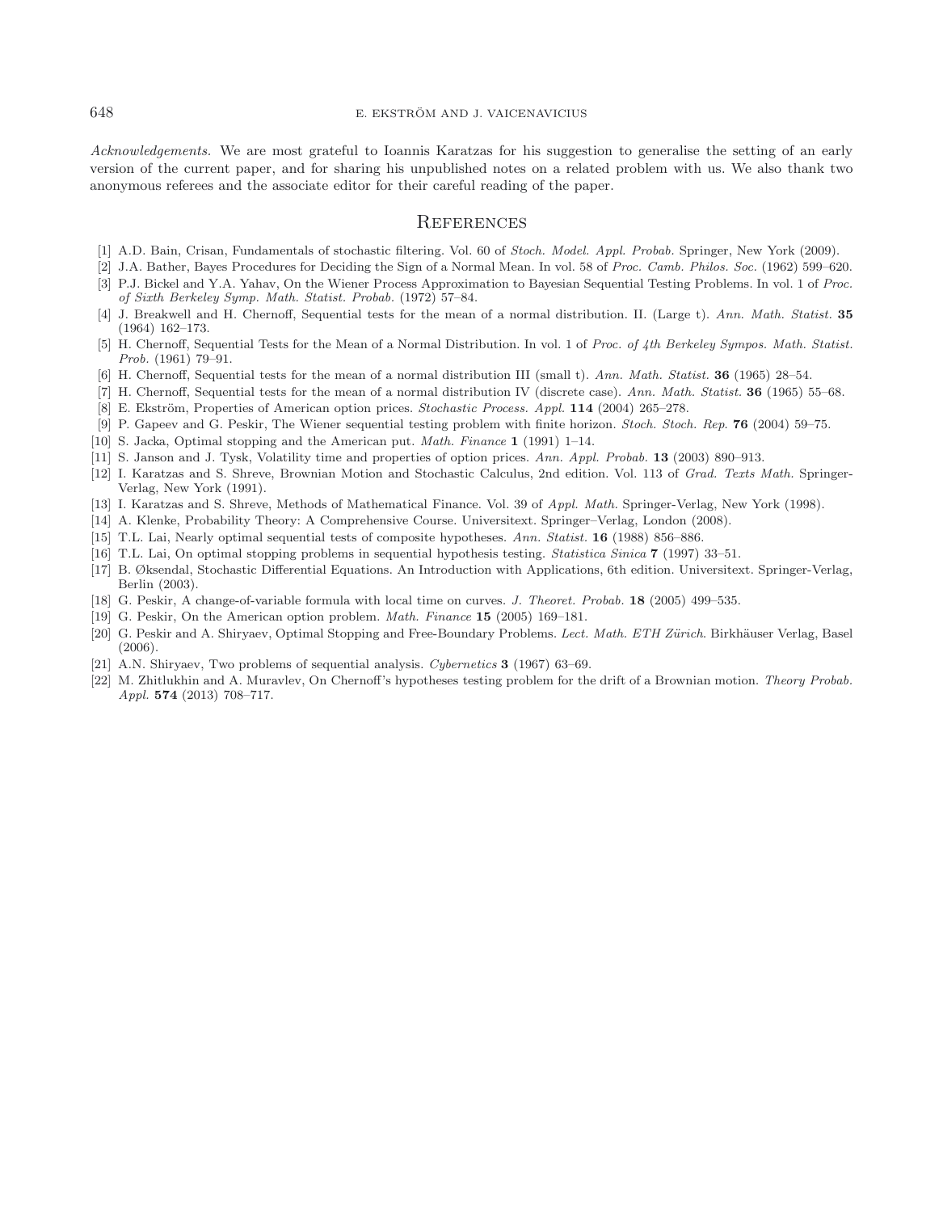*Acknowledgements.* We are most grateful to Ioannis Karatzas for his suggestion to generalise the setting of an early version of the current paper, and for sharing his unpublished notes on a related problem with us. We also thank two anonymous referees and the associate editor for their careful reading of the paper.

## References

[1] A.D. Bain, Crisan, Fundamentals of stochastic filtering. Vol. 60 of *Stoch. Model. Appl. Probab.* Springer, New York (2009).

[2] J.A. Bather, Bayes Procedures for Deciding the Sign of a Normal Mean. In vol. 58 of *Proc. Camb. Philos. Soc.* (1962) 599–620.

[3] P.J. Bickel and Y.A. Yahav, On the Wiener Process Approximation to Bayesian Sequential Testing Problems. In vol. 1 of *Proc. of Sixth Berkeley Symp. Math. Statist. Probab.* (1972) 57–84.

[4] J. Breakwell and H. Chernoff, Sequential tests for the mean of a normal distribution. II. (Large t). *Ann. Math. Statist.* **35** (1964) 162–173.

[5] H. Chernoff, Sequential Tests for the Mean of a Normal Distribution. In vol. 1 of *Proc. of 4th Berkeley Sympos. Math. Statist. Prob.* (1961) 79–91.

[6] H. Chernoff, Sequential tests for the mean of a normal distribution III (small t). *Ann. Math. Statist.* **36** (1965) 28–54.

[7] H. Chernoff, Sequential tests for the mean of a normal distribution IV (discrete case). *Ann. Math. Statist.* **36** (1965) 55–68.

[8] E. Ekström, Properties of American option prices. *Stochastic Process. Appl.* **114** (2004) 265–278.

[9] P. Gapeev and G. Peskir, The Wiener sequential testing problem with finite horizon. *Stoch. Stoch. Rep.* **76** (2004) 59–75.

[10] S. Jacka, Optimal stopping and the American put. *Math. Finance* **1** (1991) 1–14.

[11] S. Janson and J. Tysk, Volatility time and properties of option prices. *Ann. Appl. Probab.* **13** (2003) 890–913.

[12] I. Karatzas and S. Shreve, Brownian Motion and Stochastic Calculus, 2nd edition. Vol. 113 of *Grad. Texts Math.* Springer-Verlag, New York (1991).

[13] I. Karatzas and S. Shreve, Methods of Mathematical Finance. Vol. 39 of *Appl. Math.* Springer-Verlag, New York (1998).

[14] A. Klenke, Probability Theory: A Comprehensive Course. Universitext. Springer–Verlag, London (2008).

[15] T.L. Lai, Nearly optimal sequential tests of composite hypotheses. *Ann. Statist.* **16** (1988) 856–886.

[16] T.L. Lai, On optimal stopping problems in sequential hypothesis testing. *Statistica Sinica* **7** (1997) 33–51.

[17] B. Øksendal, Stochastic Differential Equations. An Introduction with Applications, 6th edition. Universitext. Springer-Verlag, Berlin (2003).

[18] G. Peskir, A change-of-variable formula with local time on curves. *J. Theoret. Probab.* **18** (2005) 499–535.

[19] G. Peskir, On the American option problem. *Math. Finance* **15** (2005) 169–181.

[20] G. Peskir and A. Shiryaev, Optimal Stopping and Free-Boundary Problems. *Lect. Math. ETH Zürich*. Birkhäuser Verlag, Basel (2006).

[21] A.N. Shiryaev, Two problems of sequential analysis. *Cybernetics* **3** (1967) 63–69.

[22] M. Zhitlukhin and A. Muravlev, On Chernoff's hypotheses testing problem for the drift of a Brownian motion. *Theory Probab. Appl.* **574** (2013) 708–717.